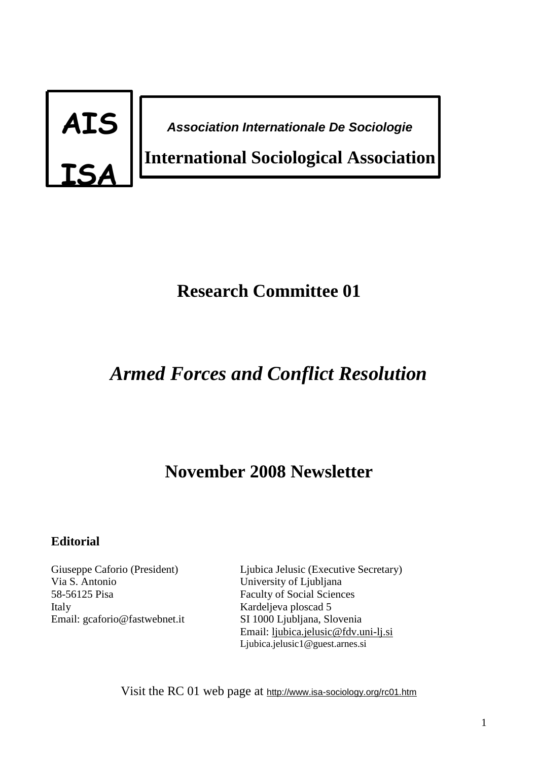**AIS**

**ISA**

***Association Internationale De Sociologie***

**International Sociological Association**

# Research Committee 01

## *Armed Forces and Conflict Resolution*

## November 2008 Newsletter

### Editorial

Giuseppe Caforio (President)
Via S. Antonio
58-56125 Pisa
Italy
Email: gcaforio@fastwebnet.it

Ljubica Jelusic (Executive Secretary)
University of Ljubljana
Faculty of Social Sciences
Kardeljeva ploscad 5
SI 1000 Ljubljana, Slovenia
Email: ljubica.jelusic@fdv.uni-lj.si
Ljubica.jelusic1@guest.arnes.si

Visit the RC 01 web page at http://www.isa-sociology.org/rc01.htm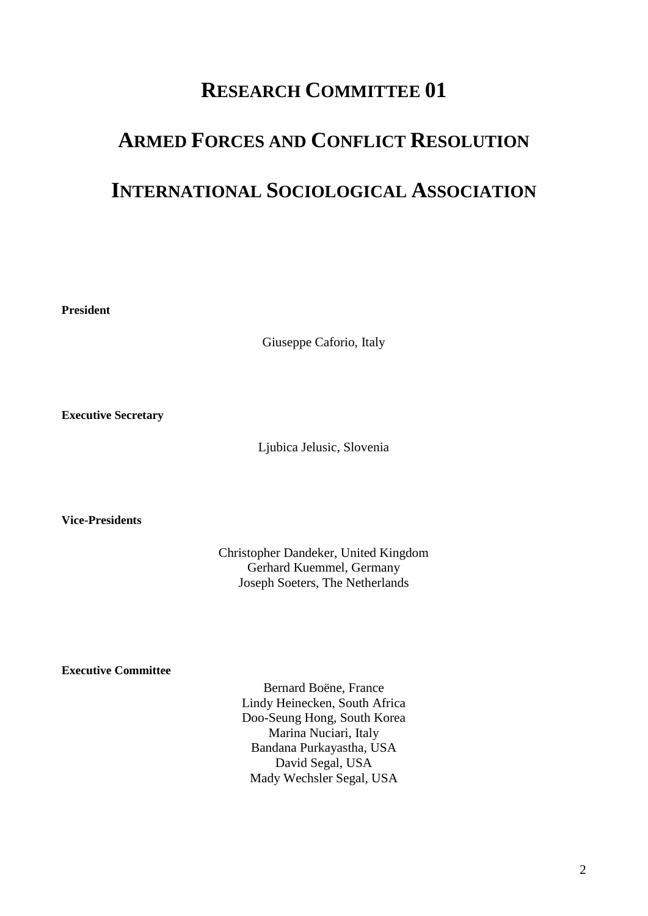# RESEARCH COMMITTEE 01

# ARMED FORCES AND CONFLICT RESOLUTION

# INTERNATIONAL SOCIOLOGICAL ASSOCIATION

**President**

Giuseppe Caforio, Italy

**Executive Secretary**

Ljubica Jelusic, Slovenia

**Vice-Presidents**

Christopher Dandeker, United Kingdom
Gerhard Kuemmel, Germany
Joseph Soeters, The Netherlands

**Executive Committee**

Bernard Boëne, France
Lindy Heinecken, South Africa
Doo-Seung Hong, South Korea
Marina Nuciari, Italy
Bandana Purkayastha, USA
David Segal, USA
Mady Wechsler Segal, USA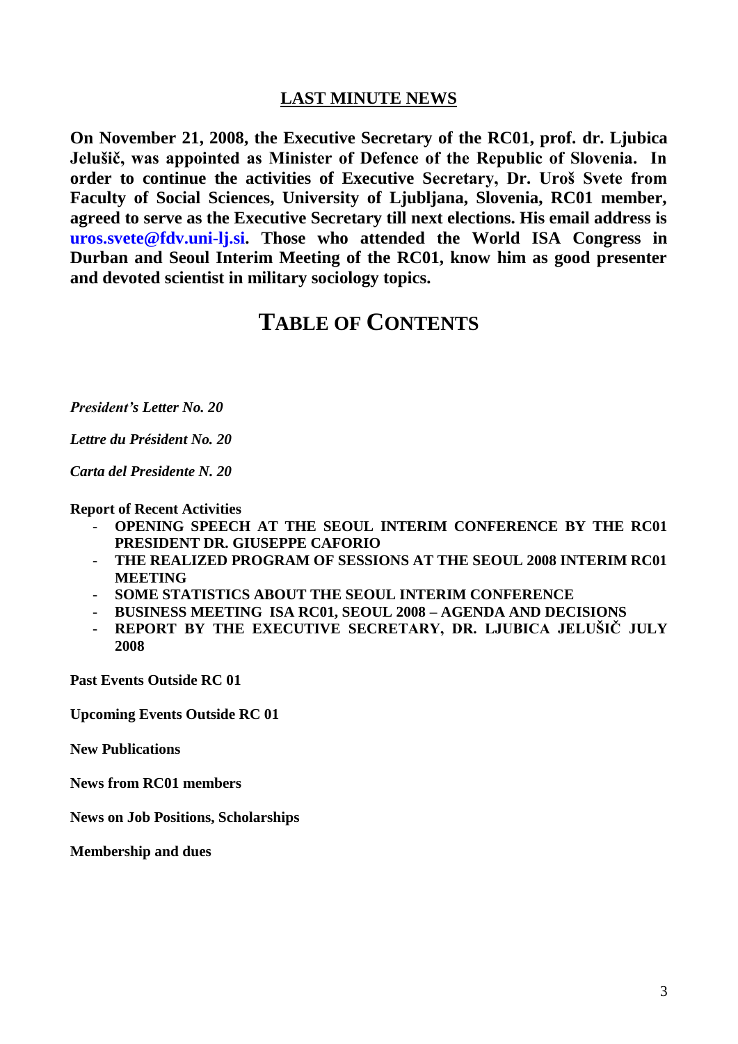## LAST MINUTE NEWS

**On November 21, 2008, the Executive Secretary of the RC01, prof. dr. Ljubica Jelušič, was appointed as Minister of Defence of the Republic of Slovenia. In order to continue the activities of Executive Secretary, Dr. Uroš Svete from Faculty of Social Sciences, University of Ljubljana, Slovenia, RC01 member, agreed to serve as the Executive Secretary till next elections. His email address is uros.svete@fdv.uni-lj.si. Those who attended the World ISA Congress in Durban and Seoul Interim Meeting of the RC01, know him as good presenter and devoted scientist in military sociology topics.**

# TABLE OF CONTENTS

***President's Letter No. 20***

***Lettre du Président No. 20***

***Carta del Presidente N. 20***

**Report of Recent Activities**

- **OPENING SPEECH AT THE SEOUL INTERIM CONFERENCE BY THE RC01 PRESIDENT DR. GIUSEPPE CAFORIO**
- **THE REALIZED PROGRAM OF SESSIONS AT THE SEOUL 2008 INTERIM RC01 MEETING**
- **SOME STATISTICS ABOUT THE SEOUL INTERIM CONFERENCE**
- **BUSINESS MEETING ISA RC01, SEOUL 2008 – AGENDA AND DECISIONS**
- **REPORT BY THE EXECUTIVE SECRETARY, DR. LJUBICA JELUŠIČ JULY 2008**

**Past Events Outside RC 01**

**Upcoming Events Outside RC 01**

**New Publications**

**News from RC01 members**

**News on Job Positions, Scholarships**

**Membership and dues**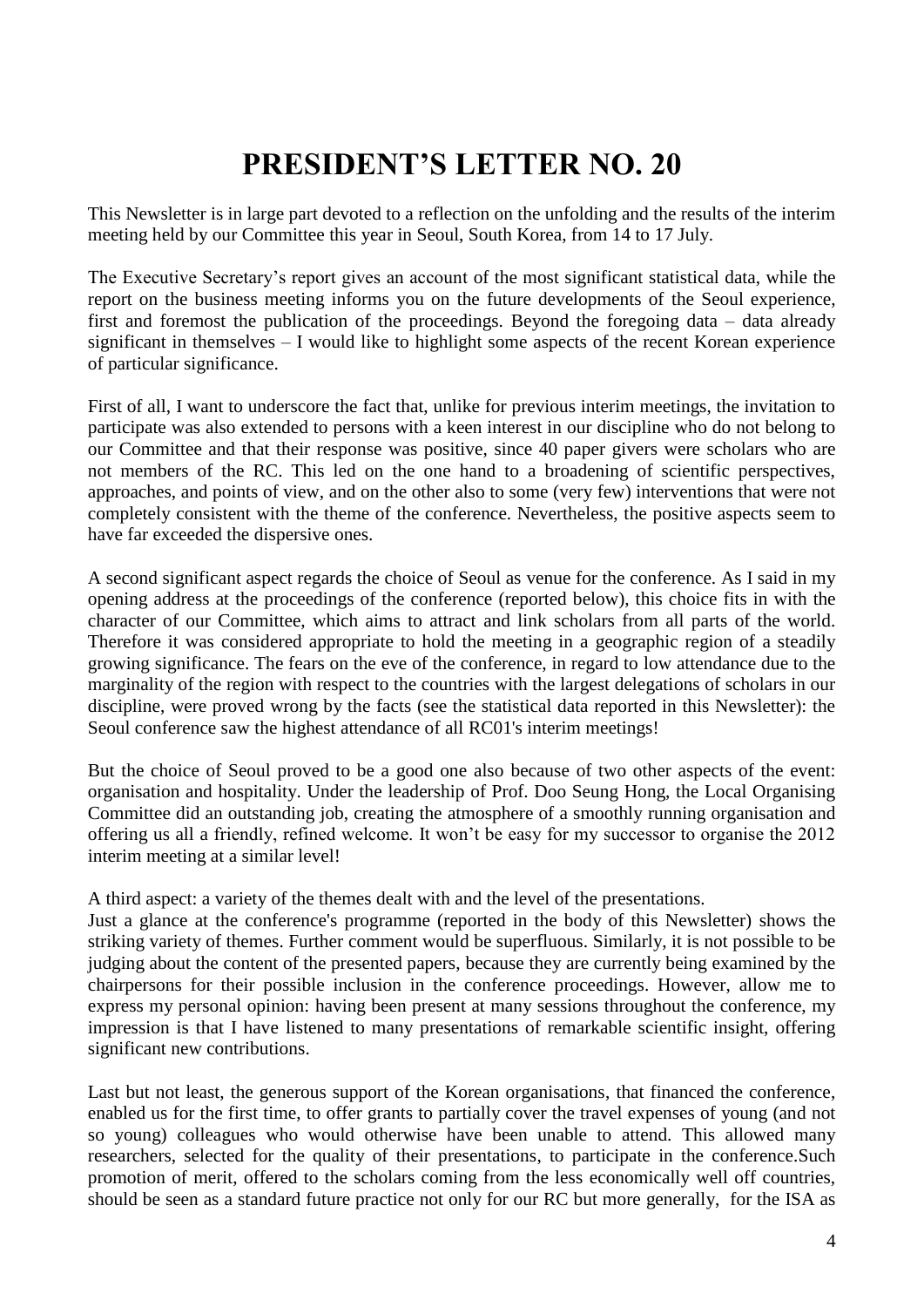# PRESIDENT'S LETTER NO. 20

This Newsletter is in large part devoted to a reflection on the unfolding and the results of the interim meeting held by our Committee this year in Seoul, South Korea, from 14 to 17 July.

The Executive Secretary's report gives an account of the most significant statistical data, while the report on the business meeting informs you on the future developments of the Seoul experience, first and foremost the publication of the proceedings. Beyond the foregoing data – data already significant in themselves – I would like to highlight some aspects of the recent Korean experience of particular significance.

First of all, I want to underscore the fact that, unlike for previous interim meetings, the invitation to participate was also extended to persons with a keen interest in our discipline who do not belong to our Committee and that their response was positive, since 40 paper givers were scholars who are not members of the RC. This led on the one hand to a broadening of scientific perspectives, approaches, and points of view, and on the other also to some (very few) interventions that were not completely consistent with the theme of the conference. Nevertheless, the positive aspects seem to have far exceeded the dispersive ones.

A second significant aspect regards the choice of Seoul as venue for the conference. As I said in my opening address at the proceedings of the conference (reported below), this choice fits in with the character of our Committee, which aims to attract and link scholars from all parts of the world. Therefore it was considered appropriate to hold the meeting in a geographic region of a steadily growing significance. The fears on the eve of the conference, in regard to low attendance due to the marginality of the region with respect to the countries with the largest delegations of scholars in our discipline, were proved wrong by the facts (see the statistical data reported in this Newsletter): the Seoul conference saw the highest attendance of all RC01's interim meetings!

But the choice of Seoul proved to be a good one also because of two other aspects of the event: organisation and hospitality. Under the leadership of Prof. Doo Seung Hong, the Local Organising Committee did an outstanding job, creating the atmosphere of a smoothly running organisation and offering us all a friendly, refined welcome. It won't be easy for my successor to organise the 2012 interim meeting at a similar level!

A third aspect: a variety of the themes dealt with and the level of the presentations.
Just a glance at the conference's programme (reported in the body of this Newsletter) shows the striking variety of themes. Further comment would be superfluous. Similarly, it is not possible to be judging about the content of the presented papers, because they are currently being examined by the chairpersons for their possible inclusion in the conference proceedings. However, allow me to express my personal opinion: having been present at many sessions throughout the conference, my impression is that I have listened to many presentations of remarkable scientific insight, offering significant new contributions.

Last but not least, the generous support of the Korean organisations, that financed the conference, enabled us for the first time, to offer grants to partially cover the travel expenses of young (and not so young) colleagues who would otherwise have been unable to attend. This allowed many researchers, selected for the quality of their presentations, to participate in the conference.Such promotion of merit, offered to the scholars coming from the less economically well off countries, should be seen as a standard future practice not only for our RC but more generally, for the ISA as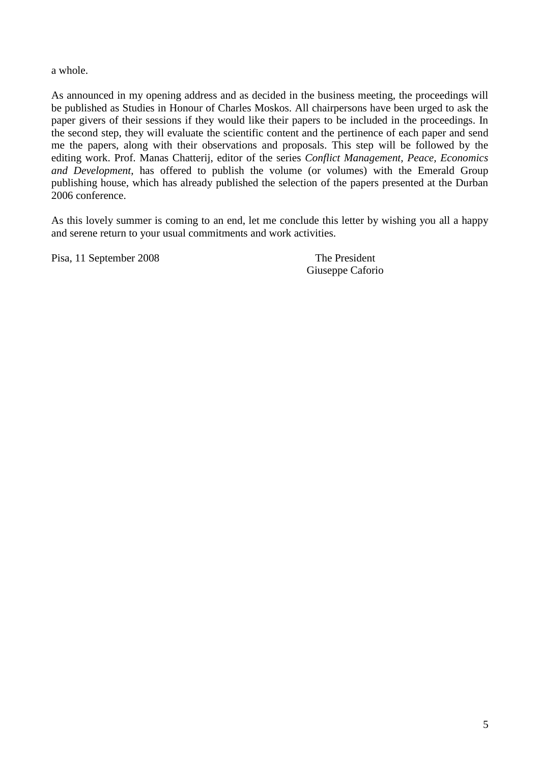a whole.

As announced in my opening address and as decided in the business meeting, the proceedings will be published as Studies in Honour of Charles Moskos. All chairpersons have been urged to ask the paper givers of their sessions if they would like their papers to be included in the proceedings. In the second step, they will evaluate the scientific content and the pertinence of each paper and send me the papers, along with their observations and proposals. This step will be followed by the editing work. Prof. Manas Chatterij, editor of the series *Conflict Management, Peace, Economics and Development*, has offered to publish the volume (or volumes) with the Emerald Group publishing house, which has already published the selection of the papers presented at the Durban 2006 conference.

As this lovely summer is coming to an end, let me conclude this letter by wishing you all a happy and serene return to your usual commitments and work activities.

Pisa, 11 September 2008

The President
Giuseppe Caforio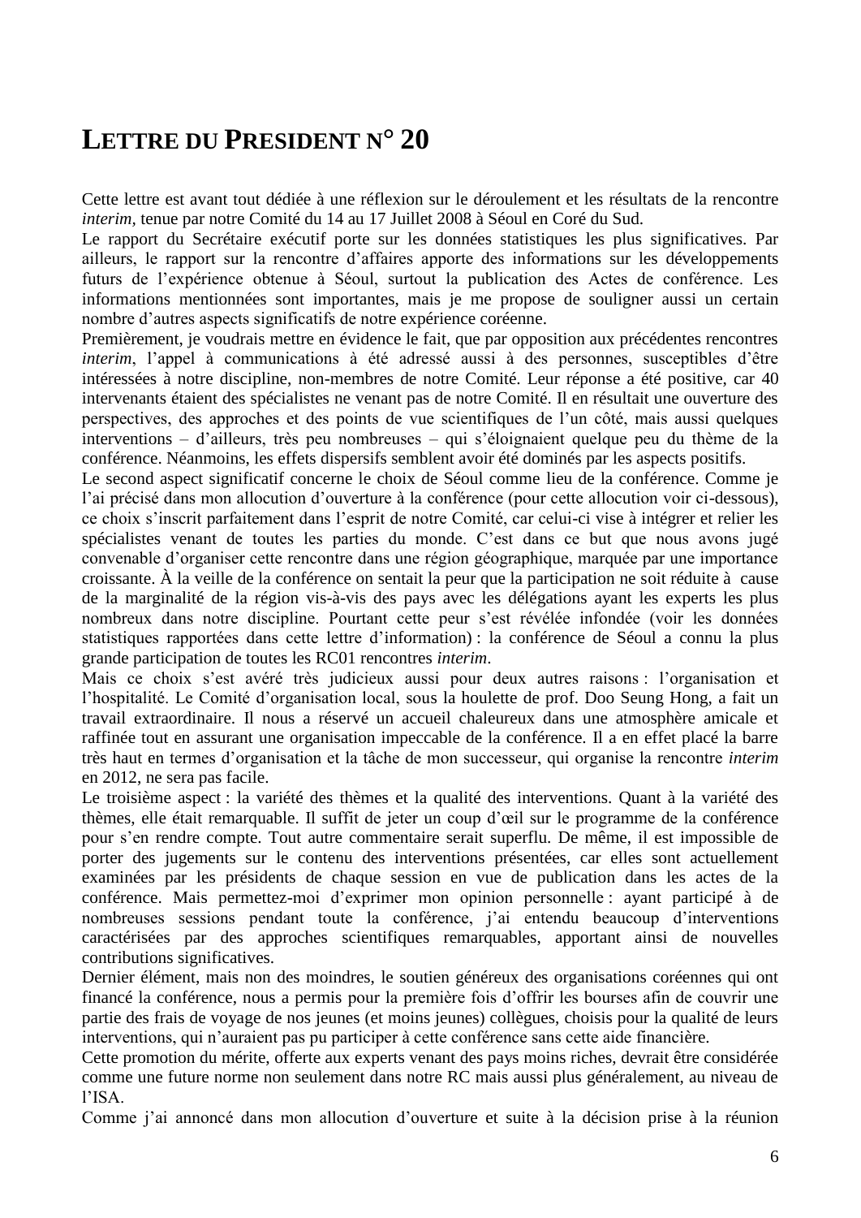# LETTRE DU PRESIDENT N° 20

Cette lettre est avant tout dédiée à une réflexion sur le déroulement et les résultats de la rencontre *interim*, tenue par notre Comité du 14 au 17 Juillet 2008 à Séoul en Coré du Sud.

Le rapport du Secrétaire exécutif porte sur les données statistiques les plus significatives. Par ailleurs, le rapport sur la rencontre d'affaires apporte des informations sur les développements futurs de l'expérience obtenue à Séoul, surtout la publication des Actes de conférence. Les informations mentionnées sont importantes, mais je me propose de souligner aussi un certain nombre d'autres aspects significatifs de notre expérience coréenne.

Premièrement, je voudrais mettre en évidence le fait, que par opposition aux précédentes rencontres *interim*, l'appel à communications à été adressé aussi à des personnes, susceptibles d'être intéressées à notre discipline, non-membres de notre Comité. Leur réponse a été positive, car 40 intervenants étaient des spécialistes ne venant pas de notre Comité. Il en résultait une ouverture des perspectives, des approches et des points de vue scientifiques de l'un côté, mais aussi quelques interventions – d'ailleurs, très peu nombreuses – qui s'éloignaient quelque peu du thème de la conférence. Néanmoins, les effets dispersifs semblent avoir été dominés par les aspects positifs.

Le second aspect significatif concerne le choix de Séoul comme lieu de la conférence. Comme je l'ai précisé dans mon allocution d'ouverture à la conférence (pour cette allocution voir ci-dessous), ce choix s'inscrit parfaitement dans l'esprit de notre Comité, car celui-ci vise à intégrer et relier les spécialistes venant de toutes les parties du monde. C'est dans ce but que nous avons jugé convenable d'organiser cette rencontre dans une région géographique, marquée par une importance croissante. À la veille de la conférence on sentait la peur que la participation ne soit réduite à cause de la marginalité de la région vis-à-vis des pays avec les délégations ayant les experts les plus nombreux dans notre discipline. Pourtant cette peur s'est révélée infondée (voir les données statistiques rapportées dans cette lettre d'information) : la conférence de Séoul a connu la plus grande participation de toutes les RC01 rencontres *interim*.

Mais ce choix s'est avéré très judicieux aussi pour deux autres raisons : l'organisation et l'hospitalité. Le Comité d'organisation local, sous la houlette de prof. Doo Seung Hong, a fait un travail extraordinaire. Il nous a réservé un accueil chaleureux dans une atmosphère amicale et raffinée tout en assurant une organisation impeccable de la conférence. Il a en effet placé la barre très haut en termes d'organisation et la tâche de mon successeur, qui organise la rencontre *interim* en 2012, ne sera pas facile.

Le troisième aspect : la variété des thèmes et la qualité des interventions. Quant à la variété des thèmes, elle était remarquable. Il suffit de jeter un coup d'œil sur le programme de la conférence pour s'en rendre compte. Tout autre commentaire serait superflu. De même, il est impossible de porter des jugements sur le contenu des interventions présentées, car elles sont actuellement examinées par les présidents de chaque session en vue de publication dans les actes de la conférence. Mais permettez-moi d'exprimer mon opinion personnelle : ayant participé à de nombreuses sessions pendant toute la conférence, j'ai entendu beaucoup d'interventions caractérisées par des approches scientifiques remarquables, apportant ainsi de nouvelles contributions significatives.

Dernier élément, mais non des moindres, le soutien généreux des organisations coréennes qui ont financé la conférence, nous a permis pour la première fois d'offrir les bourses afin de couvrir une partie des frais de voyage de nos jeunes (et moins jeunes) collègues, choisis pour la qualité de leurs interventions, qui n'auraient pas pu participer à cette conférence sans cette aide financière.

Cette promotion du mérite, offerte aux experts venant des pays moins riches, devrait être considérée comme une future norme non seulement dans notre RC mais aussi plus généralement, au niveau de l'ISA.

Comme j'ai annoncé dans mon allocution d'ouverture et suite à la décision prise à la réunion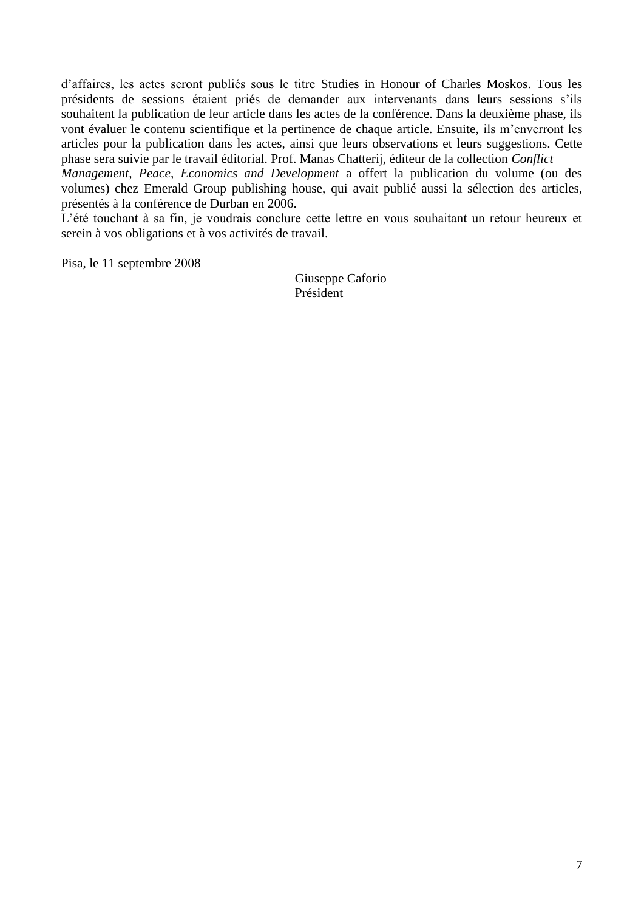d'affaires, les actes seront publiés sous le titre Studies in Honour of Charles Moskos. Tous les présidents de sessions étaient priés de demander aux intervenants dans leurs sessions s'ils souhaitent la publication de leur article dans les actes de la conférence. Dans la deuxième phase, ils vont évaluer le contenu scientifique et la pertinence de chaque article. Ensuite, ils m'enverront les articles pour la publication dans les actes, ainsi que leurs observations et leurs suggestions. Cette phase sera suivie par le travail éditorial. Prof. Manas Chatterij, éditeur de la collection *Conflict Management, Peace, Economics and Development* a offert la publication du volume (ou des volumes) chez Emerald Group publishing house, qui avait publié aussi la sélection des articles, présentés à la conférence de Durban en 2006.

L'été touchant à sa fin, je voudrais conclure cette lettre en vous souhaitant un retour heureux et serein à vos obligations et à vos activités de travail.

Pisa, le 11 septembre 2008

Giuseppe Caforio
Président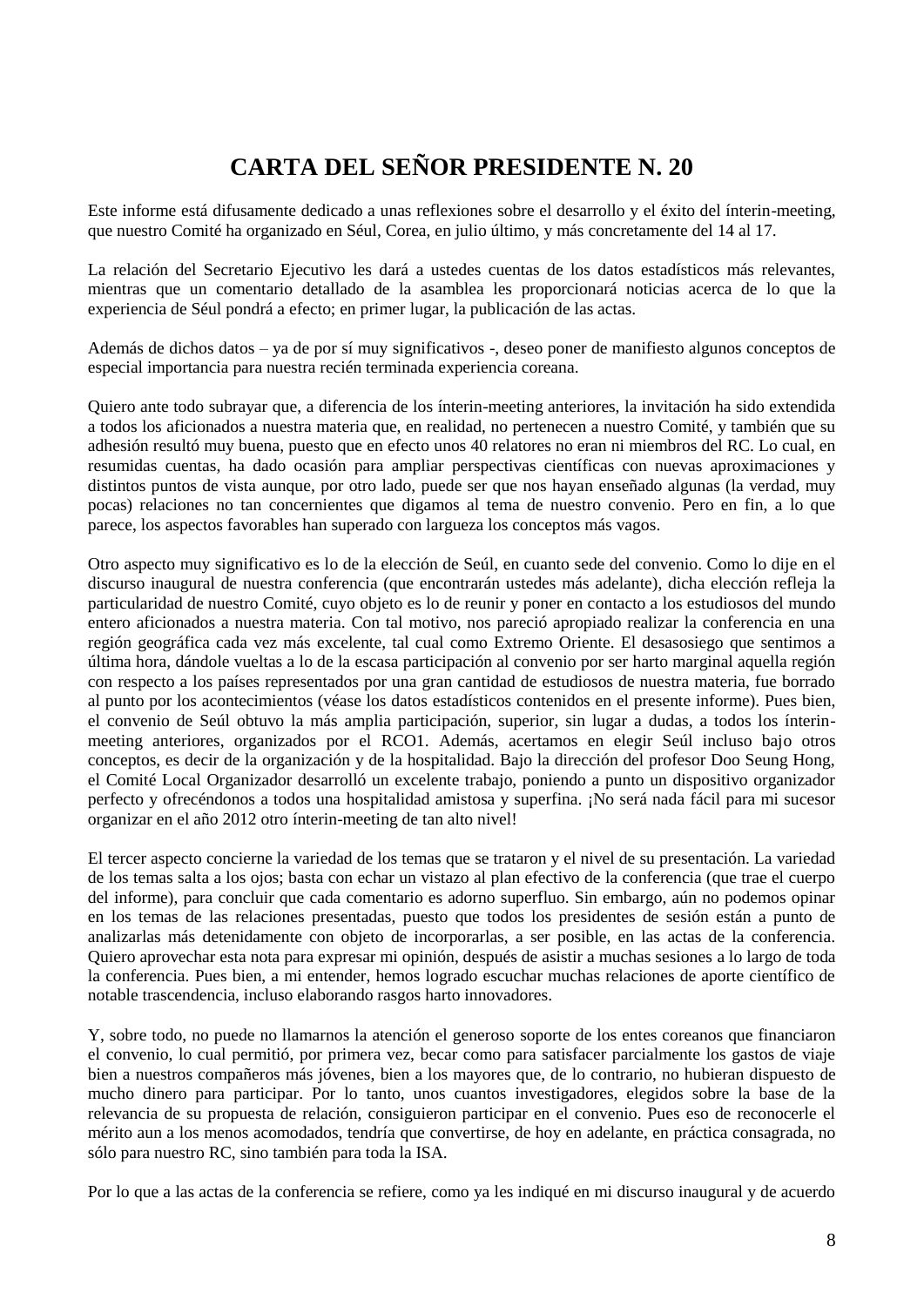# CARTA DEL SEÑOR PRESIDENTE N. 20

Este informe está difusamente dedicado a unas reflexiones sobre el desarrollo y el éxito del ínterin-meeting, que nuestro Comité ha organizado en Séul, Corea, en julio último, y más concretamente del 14 al 17.

La relación del Secretario Ejecutivo les dará a ustedes cuentas de los datos estadísticos más relevantes, mientras que un comentario detallado de la asamblea les proporcionará noticias acerca de lo que la experiencia de Séul pondrá a efecto; en primer lugar, la publicación de las actas.

Además de dichos datos – ya de por sí muy significativos -, deseo poner de manifiesto algunos conceptos de especial importancia para nuestra recién terminada experiencia coreana.

Quiero ante todo subrayar que, a diferencia de los ínterin-meeting anteriores, la invitación ha sido extendida a todos los aficionados a nuestra materia que, en realidad, no pertenecen a nuestro Comité, y también que su adhesión resultó muy buena, puesto que en efecto unos 40 relatores no eran ni miembros del RC. Lo cual, en resumidas cuentas, ha dado ocasión para ampliar perspectivas científicas con nuevas aproximaciones y distintos puntos de vista aunque, por otro lado, puede ser que nos hayan enseñado algunas (la verdad, muy pocas) relaciones no tan concernientes que digamos al tema de nuestro convenio. Pero en fin, a lo que parece, los aspectos favorables han superado con largueza los conceptos más vagos.

Otro aspecto muy significativo es lo de la elección de Seúl, en cuanto sede del convenio. Como lo dije en el discurso inaugural de nuestra conferencia (que encontrarán ustedes más adelante), dicha elección refleja la particularidad de nuestro Comité, cuyo objeto es lo de reunir y poner en contacto a los estudiosos del mundo entero aficionados a nuestra materia. Con tal motivo, nos pareció apropiado realizar la conferencia en una región geográfica cada vez más excelente, tal cual como Extremo Oriente. El desasosiego que sentimos a última hora, dándole vueltas a lo de la escasa participación al convenio por ser harto marginal aquella región con respecto a los países representados por una gran cantidad de estudiosos de nuestra materia, fue borrado al punto por los acontecimientos (véase los datos estadísticos contenidos en el presente informe). Pues bien, el convenio de Seúl obtuvo la más amplia participación, superior, sin lugar a dudas, a todos los ínterin-meeting anteriores, organizados por el RCO1. Además, acertamos en elegir Seúl incluso bajo otros conceptos, es decir de la organización y de la hospitalidad. Bajo la dirección del profesor Doo Seung Hong, el Comité Local Organizador desarrolló un excelente trabajo, poniendo a punto un dispositivo organizador perfecto y ofreciéndonos a todos una hospitalidad amistosa y superfina. ¡No será nada fácil para mi sucesor organizar en el año 2012 otro ínterin-meeting de tan alto nivel!

El tercer aspecto concierne la variedad de los temas que se trataron y el nivel de su presentación. La variedad de los temas salta a los ojos; basta con echar un vistazo al plan efectivo de la conferencia (que trae el cuerpo del informe), para concluir que cada comentario es adorno superfluo. Sin embargo, aún no podemos opinar en los temas de las relaciones presentadas, puesto que todos los presidentes de sesión están a punto de analizarlas más detenidamente con objeto de incorporarlas, a ser posible, en las actas de la conferencia. Quiero aprovechar esta nota para expresar mi opinión, después de asistir a muchas sesiones a lo largo de toda la conferencia. Pues bien, a mi entender, hemos logrado escuchar muchas relaciones de aporte científico de notable trascendencia, incluso elaborando rasgos harto innovadores.

Y, sobre todo, no puede no llamarnos la atención el generoso soporte de los entes coreanos que financiaron el convenio, lo cual permitió, por primera vez, becar como para satisfacer parcialmente los gastos de viaje bien a nuestros compañeros más jóvenes, bien a los mayores que, de lo contrario, no hubieran dispuesto de mucho dinero para participar. Por lo tanto, unos cuantos investigadores, elegidos sobre la base de la relevancia de su propuesta de relación, consiguieron participar en el convenio. Pues eso de reconocerle el mérito aun a los menos acomodados, tendría que convertirse, de hoy en adelante, en práctica consagrada, no sólo para nuestro RC, sino también para toda la ISA.

Por lo que a las actas de la conferencia se refiere, como ya les indiqué en mi discurso inaugural y de acuerdo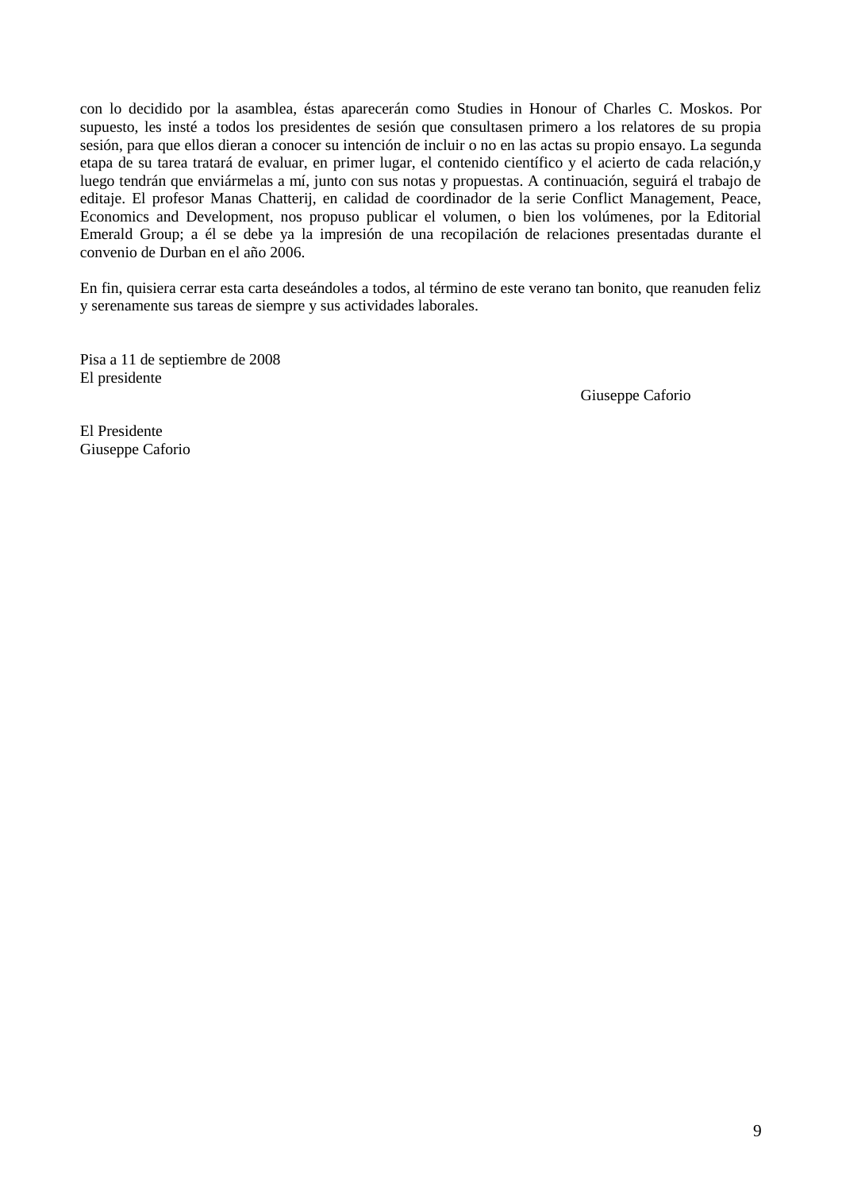con lo decidido por la asamblea, éstas aparecerán como Studies in Honour of Charles C. Moskos. Por supuesto, les insté a todos los presidentes de sesión que consultasen primero a los relatores de su propia sesión, para que ellos dieran a conocer su intención de incluir o no en las actas su propio ensayo. La segunda etapa de su tarea tratará de evaluar, en primer lugar, el contenido científico y el acierto de cada relación,y luego tendrán que enviármelas a mí, junto con sus notas y propuestas. A continuación, seguirá el trabajo de editaje. El profesor Manas Chatterij, en calidad de coordinador de la serie Conflict Management, Peace, Economics and Development, nos propuso publicar el volumen, o bien los volúmenes, por la Editorial Emerald Group; a él se debe ya la impresión de una recopilación de relaciones presentadas durante el convenio de Durban en el año 2006.

En fin, quisiera cerrar esta carta deseándoles a todos, al término de este verano tan bonito, que reanuden feliz y serenamente sus tareas de siempre y sus actividades laborales.

Pisa a 11 de septiembre de 2008
El presidente

Giuseppe Caforio

El Presidente
Giuseppe Caforio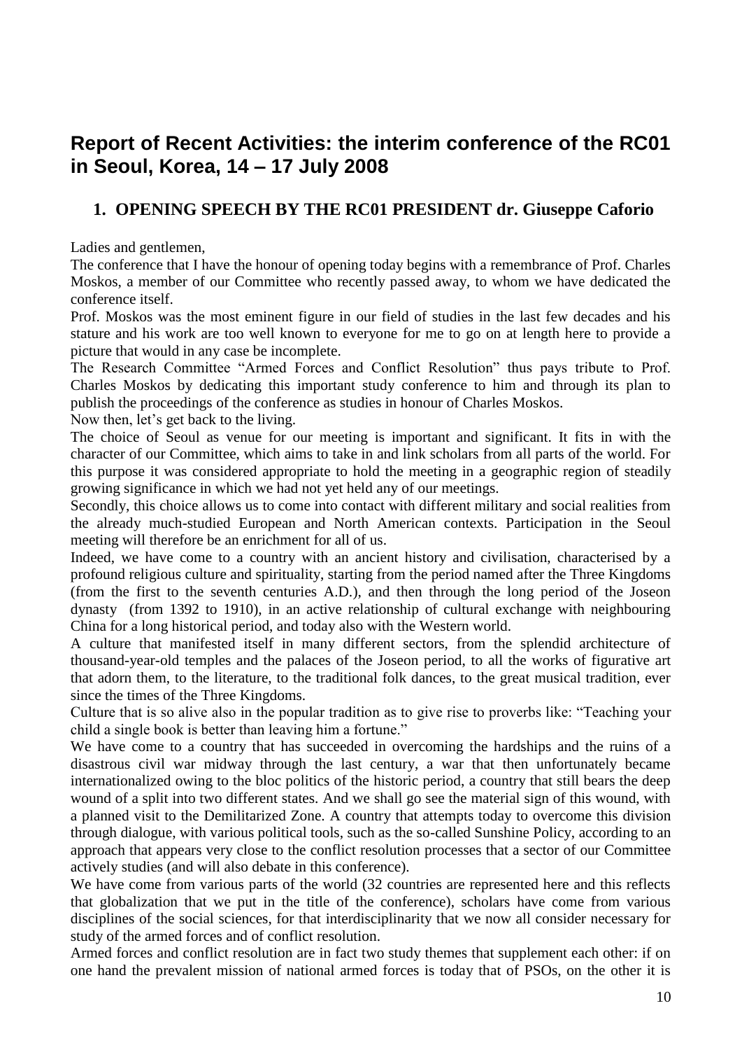# Report of Recent Activities: the interim conference of the RC01 in Seoul, Korea, 14 – 17 July 2008

## 1. OPENING SPEECH BY THE RC01 PRESIDENT dr. Giuseppe Caforio

Ladies and gentlemen,

The conference that I have the honour of opening today begins with a remembrance of Prof. Charles Moskos, a member of our Committee who recently passed away, to whom we have dedicated the conference itself.

Prof. Moskos was the most eminent figure in our field of studies in the last few decades and his stature and his work are too well known to everyone for me to go on at length here to provide a picture that would in any case be incomplete.

The Research Committee "Armed Forces and Conflict Resolution" thus pays tribute to Prof. Charles Moskos by dedicating this important study conference to him and through its plan to publish the proceedings of the conference as studies in honour of Charles Moskos.

Now then, let's get back to the living.

The choice of Seoul as venue for our meeting is important and significant. It fits in with the character of our Committee, which aims to take in and link scholars from all parts of the world. For this purpose it was considered appropriate to hold the meeting in a geographic region of steadily growing significance in which we had not yet held any of our meetings.

Secondly, this choice allows us to come into contact with different military and social realities from the already much-studied European and North American contexts. Participation in the Seoul meeting will therefore be an enrichment for all of us.

Indeed, we have come to a country with an ancient history and civilisation, characterised by a profound religious culture and spirituality, starting from the period named after the Three Kingdoms (from the first to the seventh centuries A.D.), and then through the long period of the Joseon dynasty (from 1392 to 1910), in an active relationship of cultural exchange with neighbouring China for a long historical period, and today also with the Western world.

A culture that manifested itself in many different sectors, from the splendid architecture of thousand-year-old temples and the palaces of the Joseon period, to all the works of figurative art that adorn them, to the literature, to the traditional folk dances, to the great musical tradition, ever since the times of the Three Kingdoms.

Culture that is so alive also in the popular tradition as to give rise to proverbs like: "Teaching your child a single book is better than leaving him a fortune."

We have come to a country that has succeeded in overcoming the hardships and the ruins of a disastrous civil war midway through the last century, a war that then unfortunately became internationalized owing to the bloc politics of the historic period, a country that still bears the deep wound of a split into two different states. And we shall go see the material sign of this wound, with a planned visit to the Demilitarized Zone. A country that attempts today to overcome this division through dialogue, with various political tools, such as the so-called Sunshine Policy, according to an approach that appears very close to the conflict resolution processes that a sector of our Committee actively studies (and will also debate in this conference).

We have come from various parts of the world (32 countries are represented here and this reflects that globalization that we put in the title of the conference), scholars have come from various disciplines of the social sciences, for that interdisciplinarity that we now all consider necessary for study of the armed forces and of conflict resolution.

Armed forces and conflict resolution are in fact two study themes that supplement each other: if on one hand the prevalent mission of national armed forces is today that of PSOs, on the other it is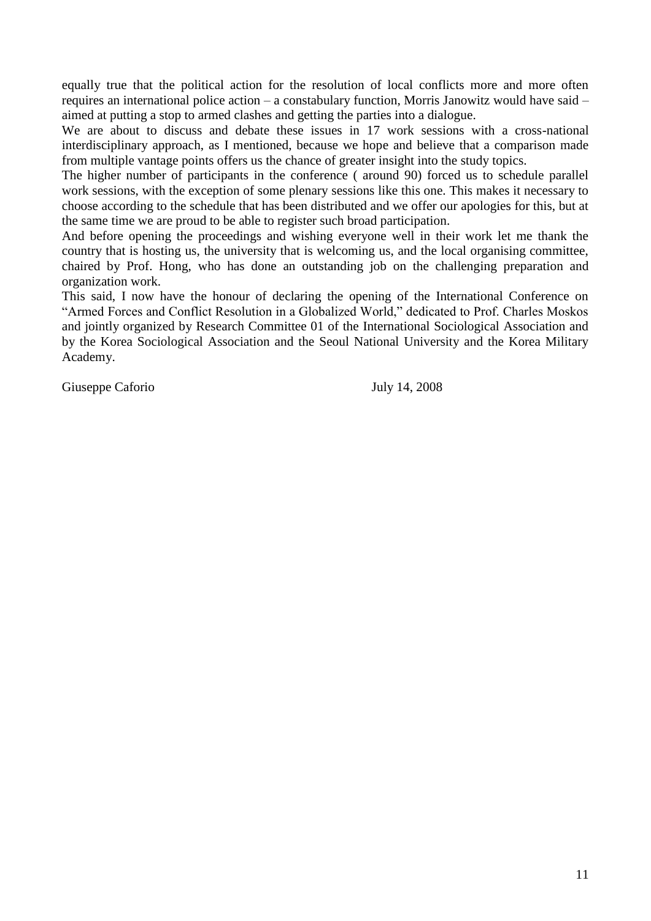equally true that the political action for the resolution of local conflicts more and more often requires an international police action – a constabulary function, Morris Janowitz would have said – aimed at putting a stop to armed clashes and getting the parties into a dialogue.

We are about to discuss and debate these issues in 17 work sessions with a cross-national interdisciplinary approach, as I mentioned, because we hope and believe that a comparison made from multiple vantage points offers us the chance of greater insight into the study topics.

The higher number of participants in the conference ( around 90) forced us to schedule parallel work sessions, with the exception of some plenary sessions like this one. This makes it necessary to choose according to the schedule that has been distributed and we offer our apologies for this, but at the same time we are proud to be able to register such broad participation.

And before opening the proceedings and wishing everyone well in their work let me thank the country that is hosting us, the university that is welcoming us, and the local organising committee, chaired by Prof. Hong, who has done an outstanding job on the challenging preparation and organization work.

This said, I now have the honour of declaring the opening of the International Conference on "Armed Forces and Conflict Resolution in a Globalized World," dedicated to Prof. Charles Moskos and jointly organized by Research Committee 01 of the International Sociological Association and by the Korea Sociological Association and the Seoul National University and the Korea Military Academy.

Giuseppe Caforio July 14, 2008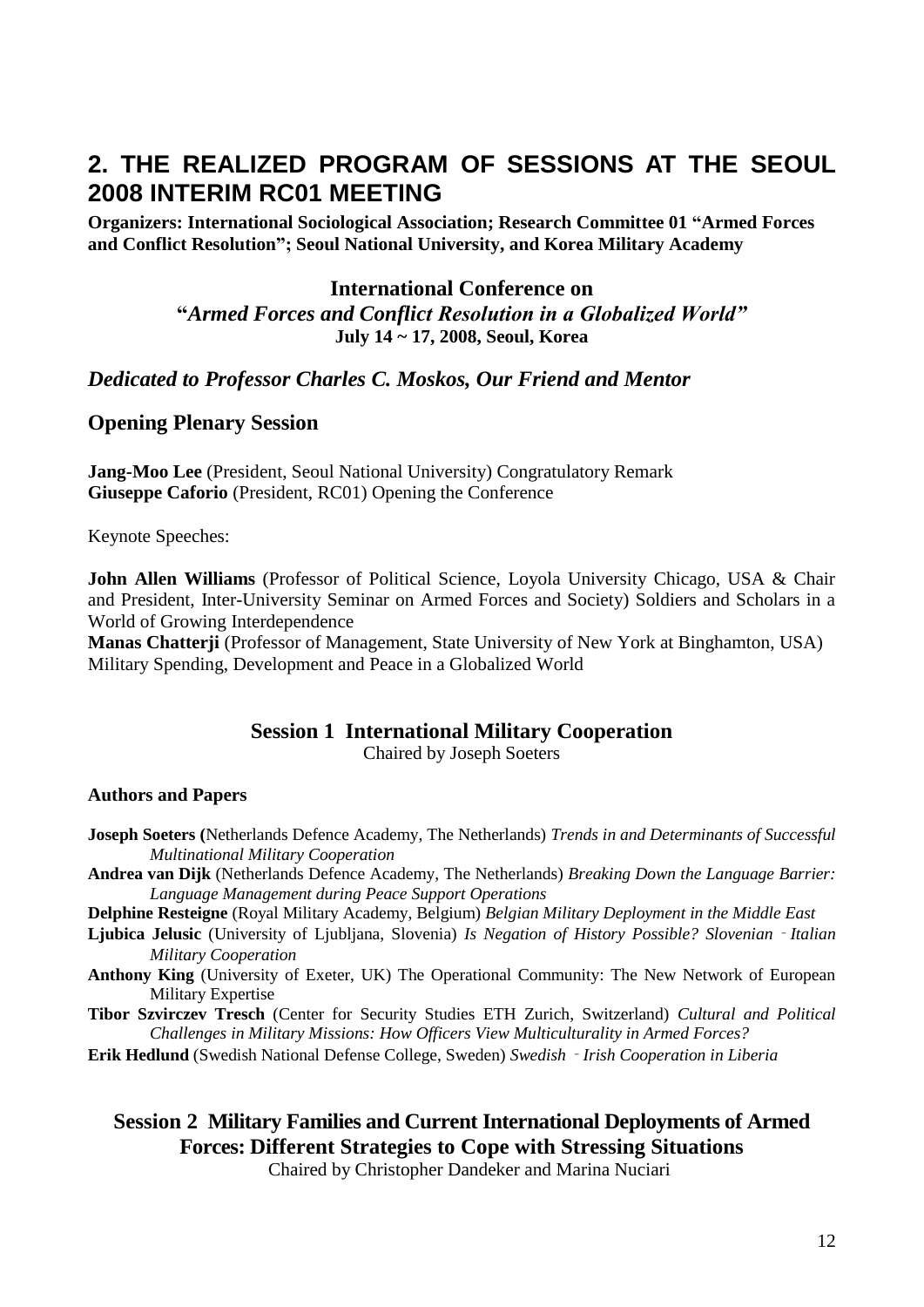## 2. THE REALIZED PROGRAM OF SESSIONS AT THE SEOUL 2008 INTERIM RC01 MEETING

**Organizers: International Sociological Association; Research Committee 01 "Armed Forces and Conflict Resolution"; Seoul National University, and Korea Military Academy**

**International Conference on**
**"*Armed Forces and Conflict Resolution in a Globalized World*"**
**July 14 ~ 17, 2008, Seoul, Korea**

### *Dedicated to Professor Charles C. Moskos, Our Friend and Mentor*

### Opening Plenary Session

**Jang-Moo Lee** (President, Seoul National University) Congratulatory Remark
**Giuseppe Caforio** (President, RC01) Opening the Conference

Keynote Speeches:

**John Allen Williams** (Professor of Political Science, Loyola University Chicago, USA & Chair and President, Inter-University Seminar on Armed Forces and Society) Soldiers and Scholars in a World of Growing Interdependence
**Manas Chatterji** (Professor of Management, State University of New York at Binghamton, USA) Military Spending, Development and Peace in a Globalized World

### Session 1 International Military Cooperation

Chaired by Joseph Soeters

**Authors and Papers**

**Joseph Soeters (**Netherlands Defence Academy, The Netherlands) *Trends in and Determinants of Successful Multinational Military Cooperation*
**Andrea van Dijk** (Netherlands Defence Academy, The Netherlands) *Breaking Down the Language Barrier: Language Management during Peace Support Operations*
**Delphine Resteigne** (Royal Military Academy, Belgium) *Belgian Military Deployment in the Middle East*
**Ljubica Jelusic** (University of Ljubljana, Slovenia) *Is Negation of History Possible? Slovenian - Italian Military Cooperation*
**Anthony King** (University of Exeter, UK) The Operational Community: The New Network of European Military Expertise
**Tibor Szvirczev Tresch** (Center for Security Studies ETH Zurich, Switzerland) *Cultural and Political Challenges in Military Missions: How Officers View Multiculturality in Armed Forces?*
**Erik Hedlund** (Swedish National Defense College, Sweden) *Swedish - Irish Cooperation in Liberia*

### Session 2 Military Families and Current International Deployments of Armed Forces: Different Strategies to Cope with Stressing Situations

Chaired by Christopher Dandeker and Marina Nuciari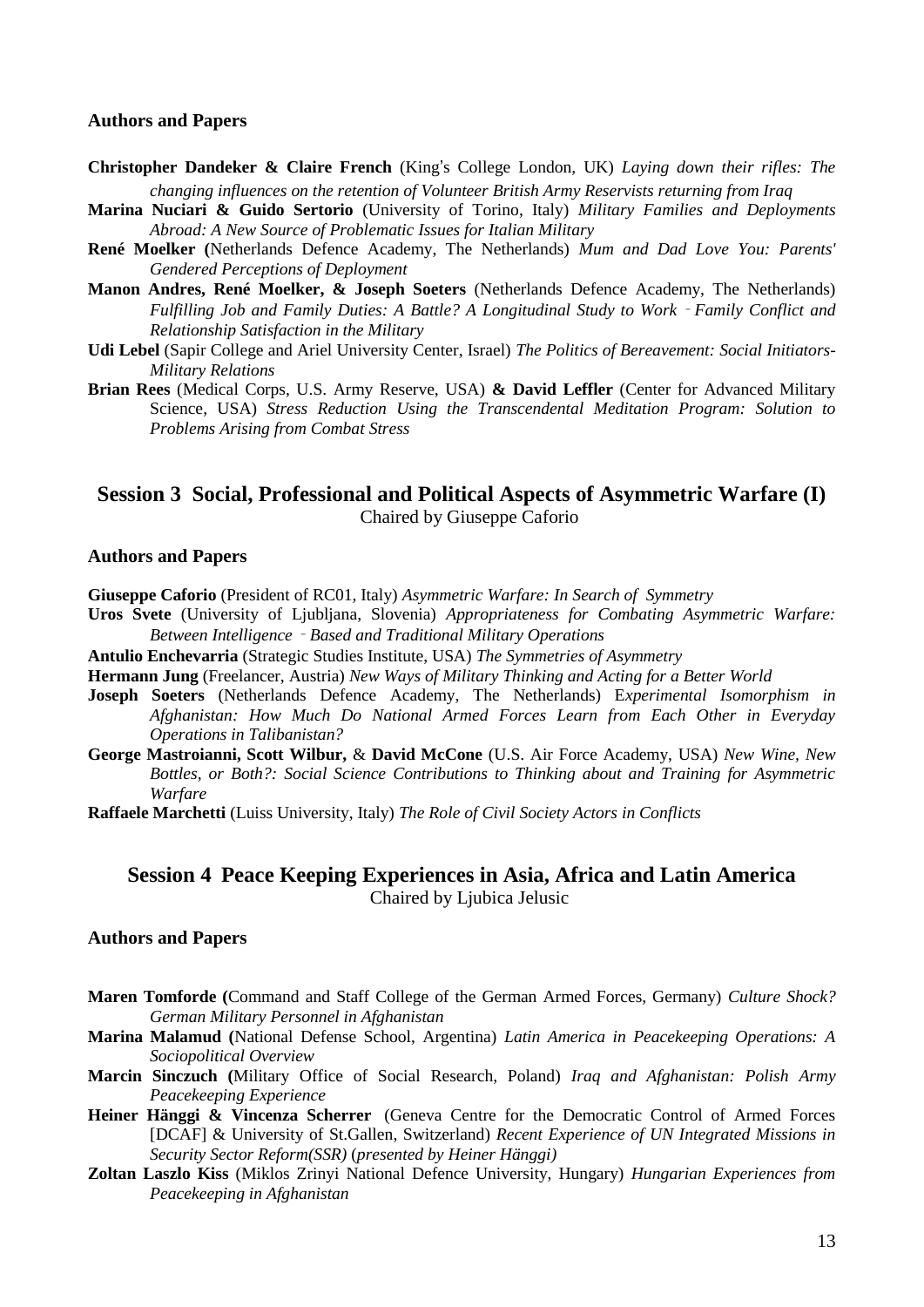**Authors and Papers**

**Christopher Dandeker & Claire French** (King's College London, UK) *Laying down their rifles: The changing influences on the retention of Volunteer British Army Reservists returning from Iraq*

**Marina Nuciari & Guido Sertorio** (University of Torino, Italy) *Military Families and Deployments Abroad: A New Source of Problematic Issues for Italian Military*

**René Moelker (**Netherlands Defence Academy, The Netherlands) *Mum and Dad Love You: Parents' Gendered Perceptions of Deployment*

**Manon Andres, René Moelker, & Joseph Soeters** (Netherlands Defence Academy, The Netherlands) *Fulfilling Job and Family Duties: A Battle? A Longitudinal Study to Work‐Family Conflict and Relationship Satisfaction in the Military*

**Udi Lebel** (Sapir College and Ariel University Center, Israel) *The Politics of Bereavement: Social Initiators-Military Relations*

**Brian Rees** (Medical Corps, U.S. Army Reserve, USA) **& David Leffler** (Center for Advanced Military Science, USA) *Stress Reduction Using the Transcendental Meditation Program: Solution to Problems Arising from Combat Stress*

## Session 3 Social, Professional and Political Aspects of Asymmetric Warfare (I)

Chaired by Giuseppe Caforio

**Authors and Papers**

**Giuseppe Caforio** (President of RC01, Italy) *Asymmetric Warfare: In Search of Symmetry*

**Uros Svete** (University of Ljubljana, Slovenia) *Appropriateness for Combating Asymmetric Warfare: Between Intelligence‐Based and Traditional Military Operations*

**Antulio Enchevarria** (Strategic Studies Institute, USA) *The Symmetries of Asymmetry*

**Hermann Jung** (Freelancer, Austria) *New Ways of Military Thinking and Acting for a Better World*

**Joseph Soeters** (Netherlands Defence Academy, The Netherlands) E*xperimental Isomorphism in Afghanistan: How Much Do National Armed Forces Learn from Each Other in Everyday Operations in Talibanistan?*

**George Mastroianni, Scott Wilbur,** & **David McCone** (U.S. Air Force Academy, USA) *New Wine, New Bottles, or Both?: Social Science Contributions to Thinking about and Training for Asymmetric Warfare*

**Raffaele Marchetti** (Luiss University, Italy) *The Role of Civil Society Actors in Conflicts*

## Session 4 Peace Keeping Experiences in Asia, Africa and Latin America

Chaired by Ljubica Jelusic

**Authors and Papers**

**Maren Tomforde (**Command and Staff College of the German Armed Forces, Germany) *Culture Shock? German Military Personnel in Afghanistan*

**Marina Malamud (**National Defense School, Argentina) *Latin America in Peacekeeping Operations: A Sociopolitical Overview*

**Marcin Sinczuch (**Military Office of Social Research, Poland) *Iraq and Afghanistan: Polish Army Peacekeeping Experience*

**Heiner Hänggi & Vincenza Scherrer** (Geneva Centre for the Democratic Control of Armed Forces [DCAF] & University of St.Gallen, Switzerland) *Recent Experience of UN Integrated Missions in Security Sector Reform(SSR)* (*presented by Heiner Hänggi)*

**Zoltan Laszlo Kiss** (Miklos Zrinyi National Defence University, Hungary) *Hungarian Experiences from Peacekeeping in Afghanistan*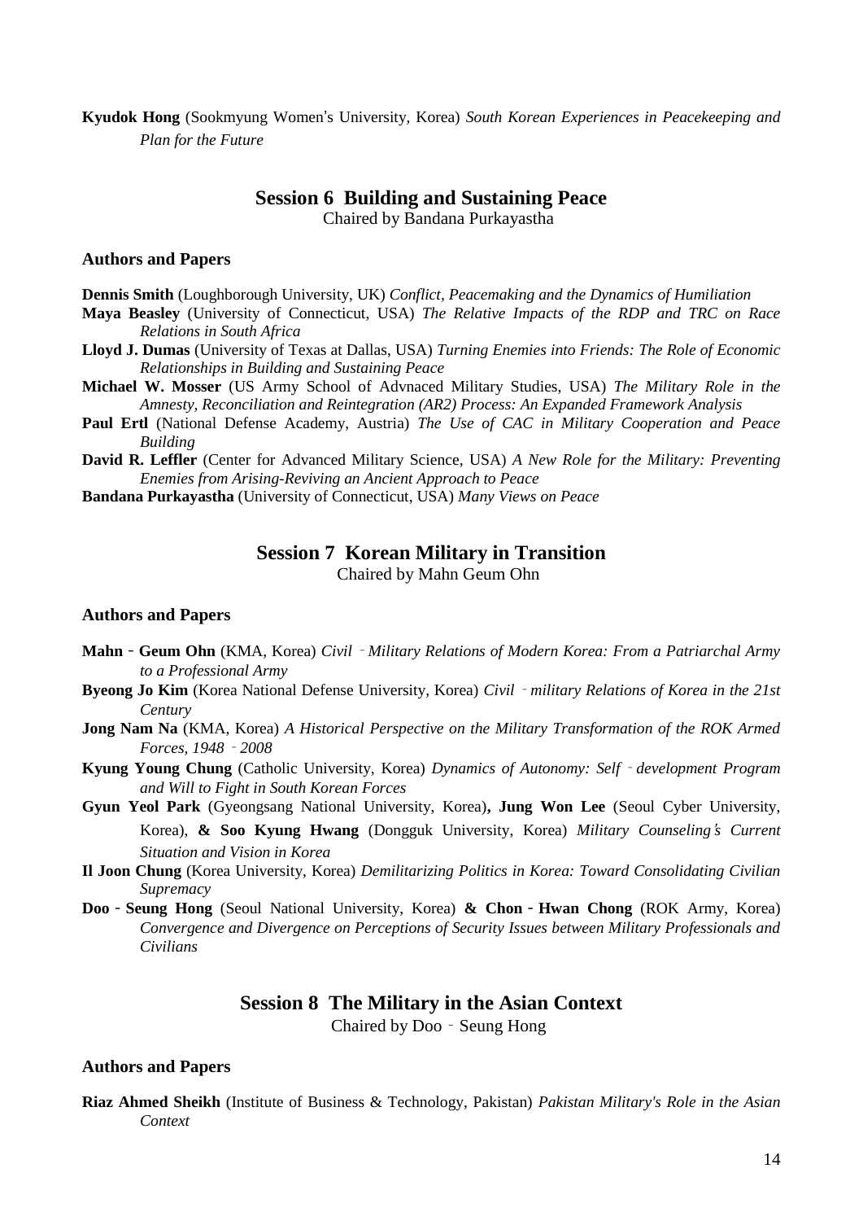**Kyudok Hong** (Sookmyung Women's University, Korea) *South Korean Experiences in Peacekeeping and Plan for the Future*

## Session 6 Building and Sustaining Peace

Chaired by Bandana Purkayastha

### Authors and Papers

**Dennis Smith** (Loughborough University, UK) *Conflict, Peacemaking and the Dynamics of Humiliation*

**Maya Beasley** (University of Connecticut, USA) *The Relative Impacts of the RDP and TRC on Race Relations in South Africa*

**Lloyd J. Dumas** (University of Texas at Dallas, USA) *Turning Enemies into Friends: The Role of Economic Relationships in Building and Sustaining Peace*

**Michael W. Mosser** (US Army School of Advnaced Military Studies, USA) *The Military Role in the Amnesty, Reconciliation and Reintegration (AR2) Process: An Expanded Framework Analysis*

**Paul Ertl** (National Defense Academy, Austria) *The Use of CAC in Military Cooperation and Peace Building*

**David R. Leffler** (Center for Advanced Military Science, USA) *A New Role for the Military: Preventing Enemies from Arising-Reviving an Ancient Approach to Peace*

**Bandana Purkayastha** (University of Connecticut, USA) *Many Views on Peace*

## Session 7 Korean Military in Transition

Chaired by Mahn Geum Ohn

### Authors and Papers

**Mahn‐Geum Ohn** (KMA, Korea) *Civil‐Military Relations of Modern Korea: From a Patriarchal Army to a Professional Army*

**Byeong Jo Kim** (Korea National Defense University, Korea) *Civil‐military Relations of Korea in the 21st Century*

**Jong Nam Na** (KMA, Korea) *A Historical Perspective on the Military Transformation of the ROK Armed Forces, 1948‐2008*

**Kyung Young Chung** (Catholic University, Korea) *Dynamics of Autonomy: Self‐development Program and Will to Fight in South Korean Forces*

**Gyun Yeol Park** (Gyeongsang National University, Korea)**, Jung Won Lee** (Seoul Cyber University, Korea), **& Soo Kyung Hwang** (Dongguk University, Korea) *Military Counseling's Current Situation and Vision in Korea*

**Il Joon Chung** (Korea University, Korea) *Demilitarizing Politics in Korea: Toward Consolidating Civilian Supremacy*

**Doo‐Seung Hong** (Seoul National University, Korea) **& Chon‐Hwan Chong** (ROK Army, Korea) *Convergence and Divergence on Perceptions of Security Issues between Military Professionals and Civilians*

## Session 8 The Military in the Asian Context

Chaired by Doo‐Seung Hong

### Authors and Papers

**Riaz Ahmed Sheikh** (Institute of Business & Technology, Pakistan) *Pakistan Military's Role in the Asian Context*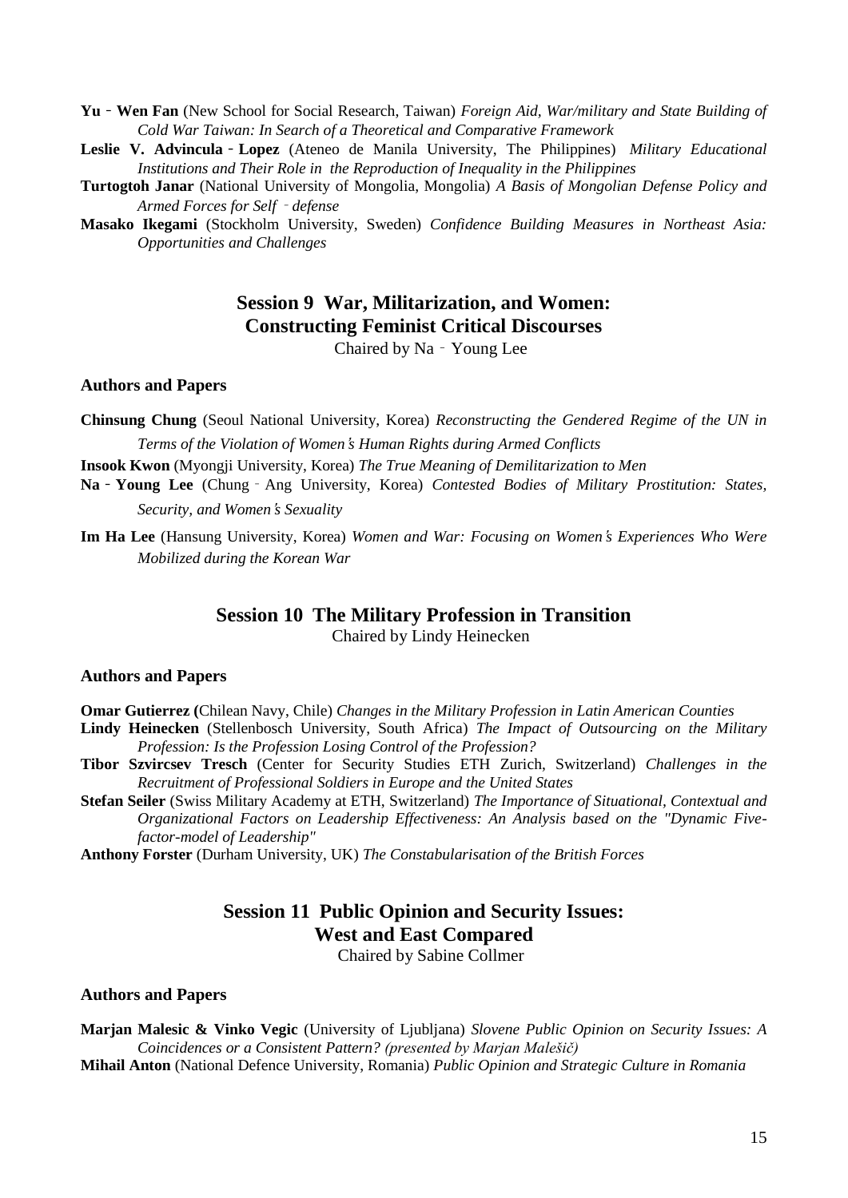**Yu‐Wen Fan** (New School for Social Research, Taiwan) *Foreign Aid, War/military and State Building of Cold War Taiwan: In Search of a Theoretical and Comparative Framework*

**Leslie V. Advincula‐Lopez** (Ateneo de Manila University, The Philippines) *Military Educational Institutions and Their Role in the Reproduction of Inequality in the Philippines*

**Turtogtoh Janar** (National University of Mongolia, Mongolia) *A Basis of Mongolian Defense Policy and Armed Forces for Self‐defense*

**Masako Ikegami** (Stockholm University, Sweden) *Confidence Building Measures in Northeast Asia: Opportunities and Challenges*

## Session 9 War, Militarization, and Women: Constructing Feminist Critical Discourses

Chaired by Na‐Young Lee

**Authors and Papers**

**Chinsung Chung** (Seoul National University, Korea) *Reconstructing the Gendered Regime of the UN in Terms of the Violation of Women's Human Rights during Armed Conflicts*

**Insook Kwon** (Myongji University, Korea) *The True Meaning of Demilitarization to Men*

**Na‐Young Lee** (Chung‐Ang University, Korea) *Contested Bodies of Military Prostitution: States, Security, and Women's Sexuality*

**Im Ha Lee** (Hansung University, Korea) *Women and War: Focusing on Women's Experiences Who Were Mobilized during the Korean War*

## Session 10 The Military Profession in Transition

Chaired by Lindy Heinecken

**Authors and Papers**

**Omar Gutierrez (**Chilean Navy, Chile) *Changes in the Military Profession in Latin American Counties*

**Lindy Heinecken** (Stellenbosch University, South Africa) *The Impact of Outsourcing on the Military Profession: Is the Profession Losing Control of the Profession?*

**Tibor Szvircsev Tresch** (Center for Security Studies ETH Zurich, Switzerland) *Challenges in the Recruitment of Professional Soldiers in Europe and the United States*

**Stefan Seiler** (Swiss Military Academy at ETH, Switzerland) *The Importance of Situational, Contextual and Organizational Factors on Leadership Effectiveness: An Analysis based on the "Dynamic Five-factor-model of Leadership"*

**Anthony Forster** (Durham University, UK) *The Constabularisation of the British Forces*

## Session 11 Public Opinion and Security Issues: West and East Compared

Chaired by Sabine Collmer

**Authors and Papers**

**Marjan Malesic & Vinko Vegic** (University of Ljubljana) *Slovene Public Opinion on Security Issues: A Coincidences or a Consistent Pattern? (presented by Marjan Malešič)*

**Mihail Anton** (National Defence University, Romania) *Public Opinion and Strategic Culture in Romania*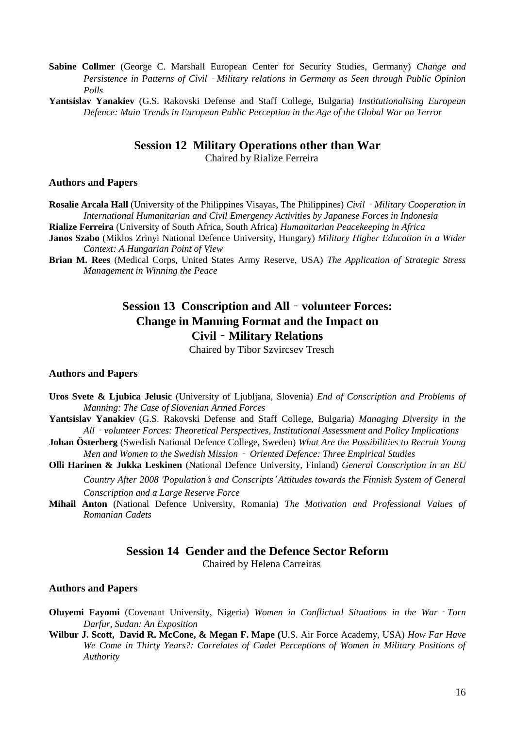**Sabine Collmer** (George C. Marshall European Center for Security Studies, Germany) *Change and Persistence in Patterns of Civil‐Military relations in Germany as Seen through Public Opinion Polls*

**Yantsislav Yanakiev** (G.S. Rakovski Defense and Staff College, Bulgaria) *Institutionalising European Defence: Main Trends in European Public Perception in the Age of the Global War on Terror*

## Session 12 Military Operations other than War

Chaired by Rialize Ferreira

**Authors and Papers**

**Rosalie Arcala Hall** (University of the Philippines Visayas, The Philippines) *Civil‐Military Cooperation in International Humanitarian and Civil Emergency Activities by Japanese Forces in Indonesia*

**Rialize Ferreira** (University of South Africa, South Africa) *Humanitarian Peacekeeping in Africa*

**Janos Szabo** (Miklos Zrinyi National Defence University, Hungary) *Military Higher Education in a Wider Context: A Hungarian Point of View*

**Brian M. Rees** (Medical Corps, United States Army Reserve, USA) *The Application of Strategic Stress Management in Winning the Peace*

## Session 13 Conscription and All‐volunteer Forces: Change in Manning Format and the Impact on Civil‐Military Relations

Chaired by Tibor Szvircsev Tresch

**Authors and Papers**

**Uros Svete & Ljubica Jelusic** (University of Ljubljana, Slovenia) *End of Conscription and Problems of Manning: The Case of Slovenian Armed Forces*

**Yantsislav Yanakiev** (G.S. Rakovski Defense and Staff College, Bulgaria) *Managing Diversity in the All‐volunteer Forces: Theoretical Perspectives, Institutional Assessment and Policy Implications*

**Johan Österberg** (Swedish National Defence College, Sweden) *What Are the Possibilities to Recruit Young Men and Women to the Swedish Mission‐Oriented Defence: Three Empirical Studies*

**Olli Harinen & Jukka Leskinen** (National Defence University, Finland) *General Conscription in an EU Country After 2008 'Population's and Conscripts' Attitudes towards the Finnish System of General Conscription and a Large Reserve Force*

**Mihail Anton** (National Defence University, Romania) *The Motivation and Professional Values of Romanian Cadets*

## Session 14 Gender and the Defence Sector Reform

Chaired by Helena Carreiras

**Authors and Papers**

**Oluyemi Fayomi** (Covenant University, Nigeria) *Women in Conflictual Situations in the War‐Torn Darfur, Sudan: An Exposition*

**Wilbur J. Scott, David R. McCone, & Megan F. Mape (**U.S. Air Force Academy, USA) *How Far Have We Come in Thirty Years?: Correlates of Cadet Perceptions of Women in Military Positions of Authority*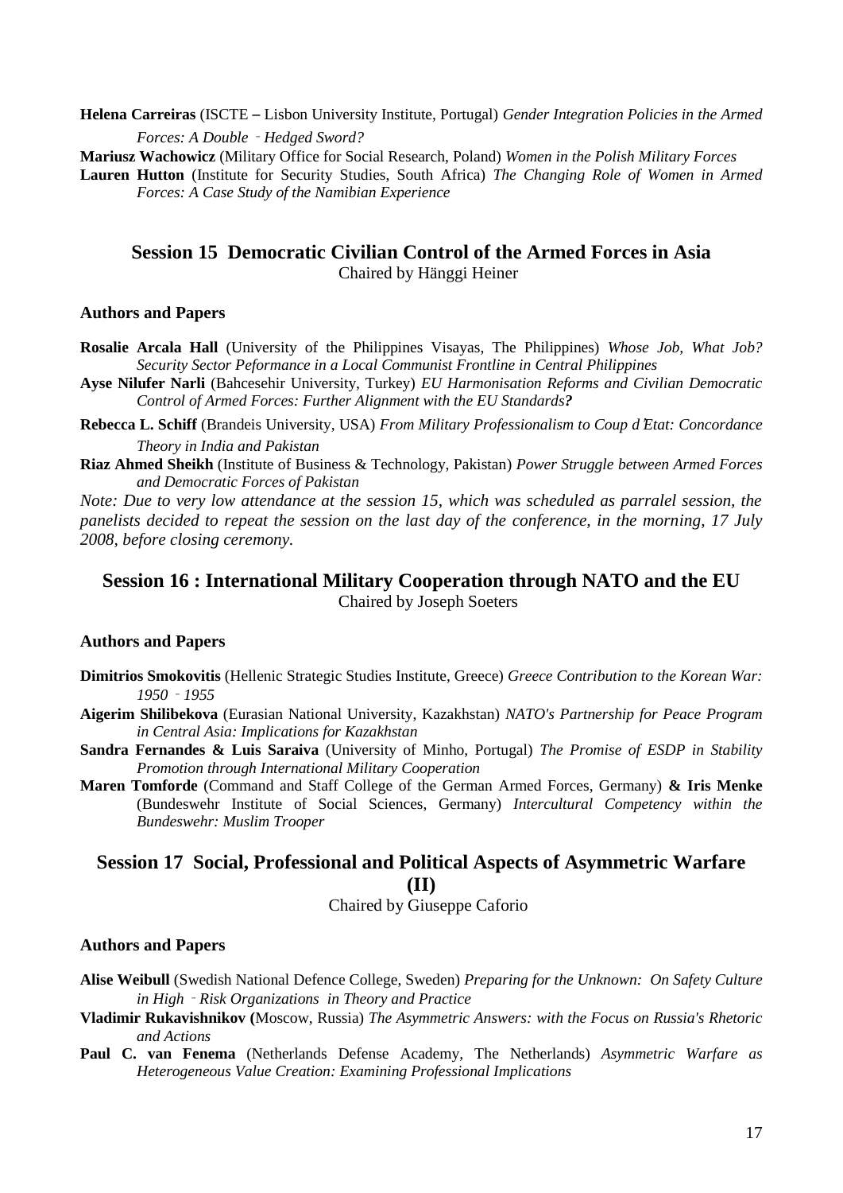**Helena Carreiras** (ISCTE – Lisbon University Institute, Portugal) *Gender Integration Policies in the Armed Forces: A Double‐Hedged Sword?*

**Mariusz Wachowicz** (Military Office for Social Research, Poland) *Women in the Polish Military Forces*

**Lauren Hutton** (Institute for Security Studies, South Africa) *The Changing Role of Women in Armed Forces: A Case Study of the Namibian Experience*

## Session 15 Democratic Civilian Control of the Armed Forces in Asia

Chaired by Hänggi Heiner

### Authors and Papers

**Rosalie Arcala Hall** (University of the Philippines Visayas, The Philippines) *Whose Job, What Job? Security Sector Peformance in a Local Communist Frontline in Central Philippines*

**Ayse Nilufer Narli** (Bahcesehir University, Turkey) *EU Harmonisation Reforms and Civilian Democratic Control of Armed Forces: Further Alignment with the EU Standards**?***

**Rebecca L. Schiff** (Brandeis University, USA) *From Military Professionalism to Coup d'Etat: Concordance Theory in India and Pakistan*

**Riaz Ahmed Sheikh** (Institute of Business & Technology, Pakistan) *Power Struggle between Armed Forces and Democratic Forces of Pakistan*

*Note: Due to very low attendance at the session 15, which was scheduled as parralel session, the panelists decided to repeat the session on the last day of the conference, in the morning, 17 July 2008, before closing ceremony.*

## Session 16 : International Military Cooperation through NATO and the EU

Chaired by Joseph Soeters

### Authors and Papers

**Dimitrios Smokovitis** (Hellenic Strategic Studies Institute, Greece) *Greece Contribution to the Korean War: 1950‐1955*

**Aigerim Shilibekova** (Eurasian National University, Kazakhstan) *NATO's Partnership for Peace Program in Central Asia: Implications for Kazakhstan*

**Sandra Fernandes & Luis Saraiva** (University of Minho, Portugal) *The Promise of ESDP in Stability Promotion through International Military Cooperation*

**Maren Tomforde** (Command and Staff College of the German Armed Forces, Germany) **& Iris Menke** (Bundeswehr Institute of Social Sciences, Germany) *Intercultural Competency within the Bundeswehr: Muslim Trooper*

## Session 17 Social, Professional and Political Aspects of Asymmetric Warfare (II)

Chaired by Giuseppe Caforio

### Authors and Papers

**Alise Weibull** (Swedish National Defence College, Sweden) *Preparing for the Unknown: On Safety Culture in High‐Risk Organizations in Theory and Practice*

**Vladimir Rukavishnikov (**Moscow, Russia) *The Asymmetric Answers: with the Focus on Russia's Rhetoric and Actions*

**Paul C. van Fenema** (Netherlands Defense Academy, The Netherlands) *Asymmetric Warfare as Heterogeneous Value Creation: Examining Professional Implications*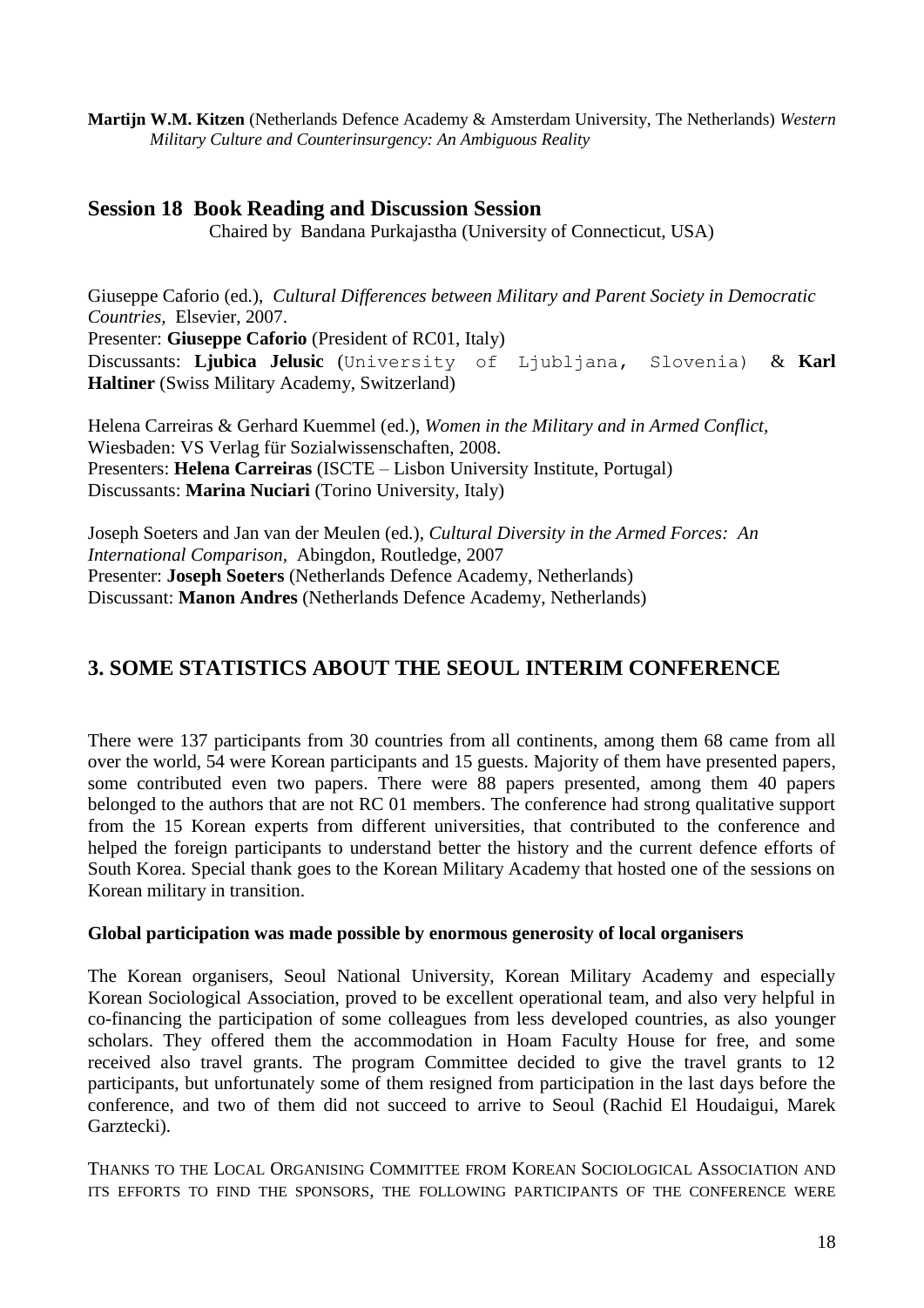**Martijn W.M. Kitzen** (Netherlands Defence Academy & Amsterdam University, The Netherlands) *Western Military Culture and Counterinsurgency: An Ambiguous Reality*

## Session 18 Book Reading and Discussion Session

Chaired by Bandana Purkajastha (University of Connecticut, USA)

Giuseppe Caforio (ed.), *Cultural Differences between Military and Parent Society in Democratic Countries,* Elsevier, 2007.
Presenter: **Giuseppe Caforio** (President of RC01, Italy)
Discussants: **Ljubica Jelusic** (University of Ljubljana, Slovenia) & **Karl Haltiner** (Swiss Military Academy, Switzerland)

Helena Carreiras & Gerhard Kuemmel (ed.), *Women in the Military and in Armed Conflict,* Wiesbaden: VS Verlag für Sozialwissenschaften, 2008.
Presenters: **Helena Carreiras** (ISCTE – Lisbon University Institute, Portugal)
Discussants: **Marina Nuciari** (Torino University, Italy)

Joseph Soeters and Jan van der Meulen (ed.), *Cultural Diversity in the Armed Forces: An International Comparison,* Abingdon, Routledge, 2007
Presenter: **Joseph Soeters** (Netherlands Defence Academy, Netherlands)
Discussant: **Manon Andres** (Netherlands Defence Academy, Netherlands)

# 3. SOME STATISTICS ABOUT THE SEOUL INTERIM CONFERENCE

There were 137 participants from 30 countries from all continents, among them 68 came from all over the world, 54 were Korean participants and 15 guests. Majority of them have presented papers, some contributed even two papers. There were 88 papers presented, among them 40 papers belonged to the authors that are not RC 01 members. The conference had strong qualitative support from the 15 Korean experts from different universities, that contributed to the conference and helped the foreign participants to understand better the history and the current defence efforts of South Korea. Special thank goes to the Korean Military Academy that hosted one of the sessions on Korean military in transition.

**Global participation was made possible by enormous generosity of local organisers**

The Korean organisers, Seoul National University, Korean Military Academy and especially Korean Sociological Association, proved to be excellent operational team, and also very helpful in co-financing the participation of some colleagues from less developed countries, as also younger scholars. They offered them the accommodation in Hoam Faculty House for free, and some received also travel grants. The program Committee decided to give the travel grants to 12 participants, but unfortunately some of them resigned from participation in the last days before the conference, and two of them did not succeed to arrive to Seoul (Rachid El Houdaigui, Marek Garztecki).

THANKS TO THE LOCAL ORGANISING COMMITTEE FROM KOREAN SOCIOLOGICAL ASSOCIATION AND ITS EFFORTS TO FIND THE SPONSORS, THE FOLLOWING PARTICIPANTS OF THE CONFERENCE WERE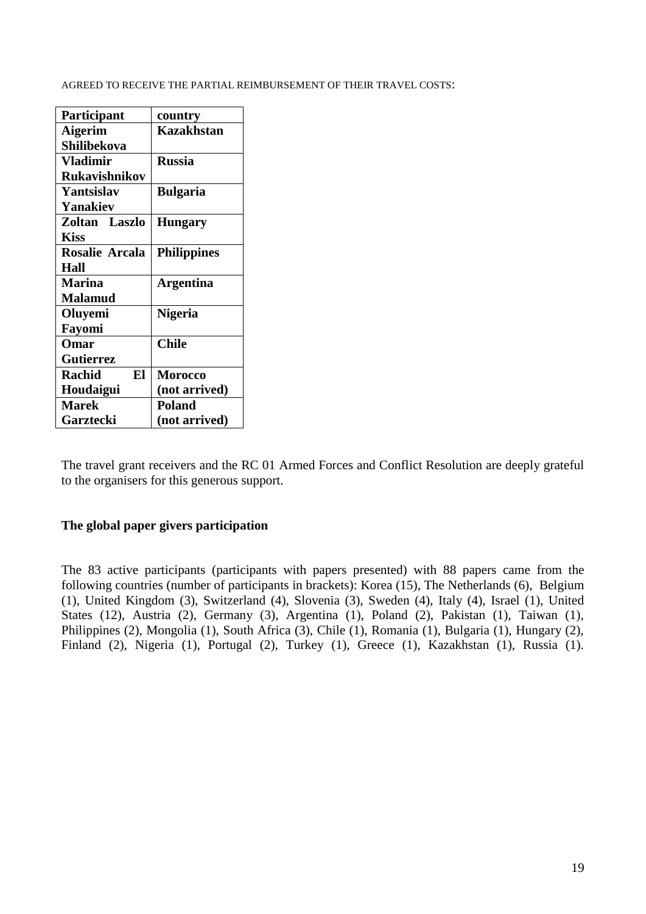AGREED TO RECEIVE THE PARTIAL REIMBURSEMENT OF THEIR TRAVEL COSTS:

| **Participant** | **country** |
| --- | --- |
| **Aigerim Shilibekova** | **Kazakhstan** |
| **Vladimir Rukavishnikov** | **Russia** |
| **Yantsislav Yanakiev** | **Bulgaria** |
| **Zoltan Laszlo Kiss** | **Hungary** |
| **Rosalie Arcala Hall** | **Philippines** |
| **Marina Malamud** | **Argentina** |
| **Oluyemi Fayomi** | **Nigeria** |
| **Omar Gutierrez** | **Chile** |
| **Rachid El Houdaigui** | **Morocco (not arrived)** |
| **Marek Garztecki** | **Poland (not arrived)** |

The travel grant receivers and the RC 01 Armed Forces and Conflict Resolution are deeply grateful to the organisers for this generous support.

**The global paper givers participation**

The 83 active participants (participants with papers presented) with 88 papers came from the following countries (number of participants in brackets): Korea (15), The Netherlands (6), Belgium (1), United Kingdom (3), Switzerland (4), Slovenia (3), Sweden (4), Italy (4), Israel (1), United States (12), Austria (2), Germany (3), Argentina (1), Poland (2), Pakistan (1), Taiwan (1), Philippines (2), Mongolia (1), South Africa (3), Chile (1), Romania (1), Bulgaria (1), Hungary (2), Finland (2), Nigeria (1), Portugal (2), Turkey (1), Greece (1), Kazakhstan (1), Russia (1).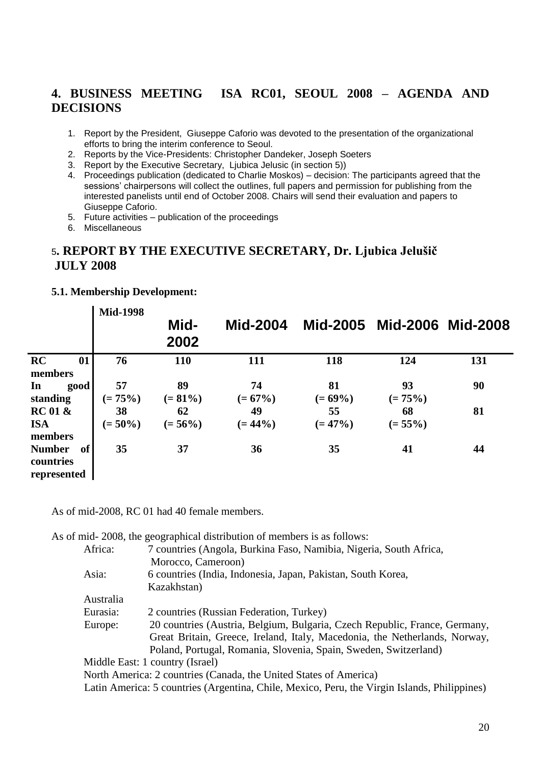## 4. BUSINESS MEETING ISA RC01, SEOUL 2008 – AGENDA AND DECISIONS

1. Report by the President, Giuseppe Caforio was devoted to the presentation of the organizational efforts to bring the interim conference to Seoul.
2. Reports by the Vice-Presidents: Christopher Dandeker, Joseph Soeters
3. Report by the Executive Secretary, Ljubica Jelusic (in section 5))
4. Proceedings publication (dedicated to Charlie Moskos) – decision: The participants agreed that the sessions' chairpersons will collect the outlines, full papers and permission for publishing from the interested panelists until end of October 2008. Chairs will send their evaluation and papers to Giuseppe Caforio.
5. Future activities – publication of the proceedings
6. Miscellaneous

## 5. REPORT BY THE EXECUTIVE SECRETARY, Dr. Ljubica Jelušič JULY 2008

### 5.1. Membership Development:

| | Mid-1998 | Mid-2002 | Mid-2004 | Mid-2005 | Mid-2006 | Mid-2008 |
|---|---|---|---|---|---|---|
| **RC 01 members** | **76** | **110** | **111** | **118** | **124** | **131** |
| **In good standing** | **57 (= 75%)** | **89 (= 81%)** | **74 (= 67%)** | **81 (= 69%)** | **93 (= 75%)** | **90** |
| **RC 01 & ISA members** | **38 (= 50%)** | **62 (= 56%)** | **49 (= 44%)** | **55 (= 47%)** | **68 (= 55%)** | **81** |
| **Number of countries represented** | **35** | **37** | **36** | **35** | **41** | **44** |

As of mid-2008, RC 01 had 40 female members.

As of mid- 2008, the geographical distribution of members is as follows:

Africa: 7 countries (Angola, Burkina Faso, Namibia, Nigeria, South Africa, Morocco, Cameroon)

Asia: 6 countries (India, Indonesia, Japan, Pakistan, South Korea, Kazakhstan)

Australia

Eurasia: 2 countries (Russian Federation, Turkey)

Europe: 20 countries (Austria, Belgium, Bulgaria, Czech Republic, France, Germany, Great Britain, Greece, Ireland, Italy, Macedonia, the Netherlands, Norway, Poland, Portugal, Romania, Slovenia, Spain, Sweden, Switzerland)

Middle East: 1 country (Israel)

North America: 2 countries (Canada, the United States of America)

Latin America: 5 countries (Argentina, Chile, Mexico, Peru, the Virgin Islands, Philippines)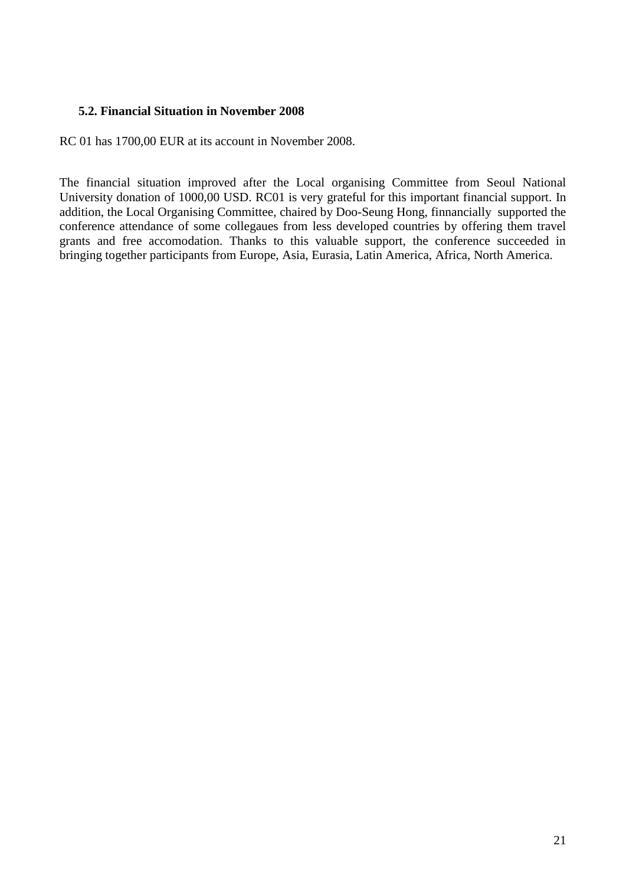### 5.2. Financial Situation in November 2008

RC 01 has 1700,00 EUR at its account in November 2008.

The financial situation improved after the Local organising Committee from Seoul National University donation of 1000,00 USD. RC01 is very grateful for this important financial support. In addition, the Local Organising Committee, chaired by Doo-Seung Hong, finnancially supported the conference attendance of some collegaues from less developed countries by offering them travel grants and free accomodation. Thanks to this valuable support, the conference succeeded in bringing together participants from Europe, Asia, Eurasia, Latin America, Africa, North America.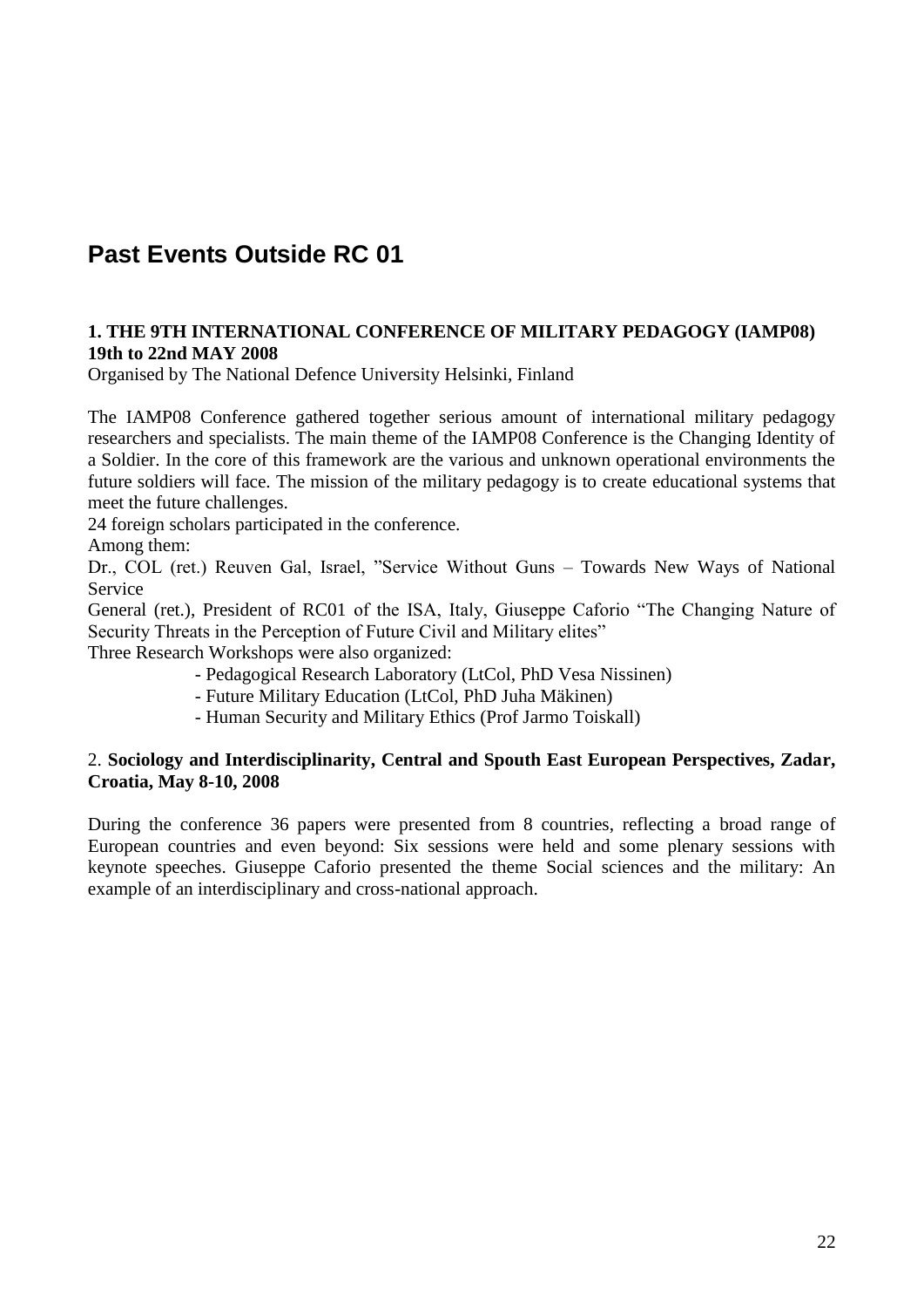# Past Events Outside RC 01

### 1. THE 9TH INTERNATIONAL CONFERENCE OF MILITARY PEDAGOGY (IAMP08) 19th to 22nd MAY 2008

Organised by The National Defence University Helsinki, Finland

The IAMP08 Conference gathered together serious amount of international military pedagogy researchers and specialists. The main theme of the IAMP08 Conference is the Changing Identity of a Soldier. In the core of this framework are the various and unknown operational environments the future soldiers will face. The mission of the military pedagogy is to create educational systems that meet the future challenges.

24 foreign scholars participated in the conference.

Among them:

Dr., COL (ret.) Reuven Gal, Israel, "Service Without Guns – Towards New Ways of National Service

General (ret.), President of RC01 of the ISA, Italy, Giuseppe Caforio "The Changing Nature of Security Threats in the Perception of Future Civil and Military elites"

Three Research Workshops were also organized:

- Pedagogical Research Laboratory (LtCol, PhD Vesa Nissinen)
- Future Military Education (LtCol, PhD Juha Mäkinen)
- Human Security and Military Ethics (Prof Jarmo Toiskall)

### 2. Sociology and Interdisciplinarity, Central and Spouth East European Perspectives, Zadar, Croatia, May 8-10, 2008

During the conference 36 papers were presented from 8 countries, reflecting a broad range of European countries and even beyond: Six sessions were held and some plenary sessions with keynote speeches. Giuseppe Caforio presented the theme Social sciences and the military: An example of an interdisciplinary and cross-national approach.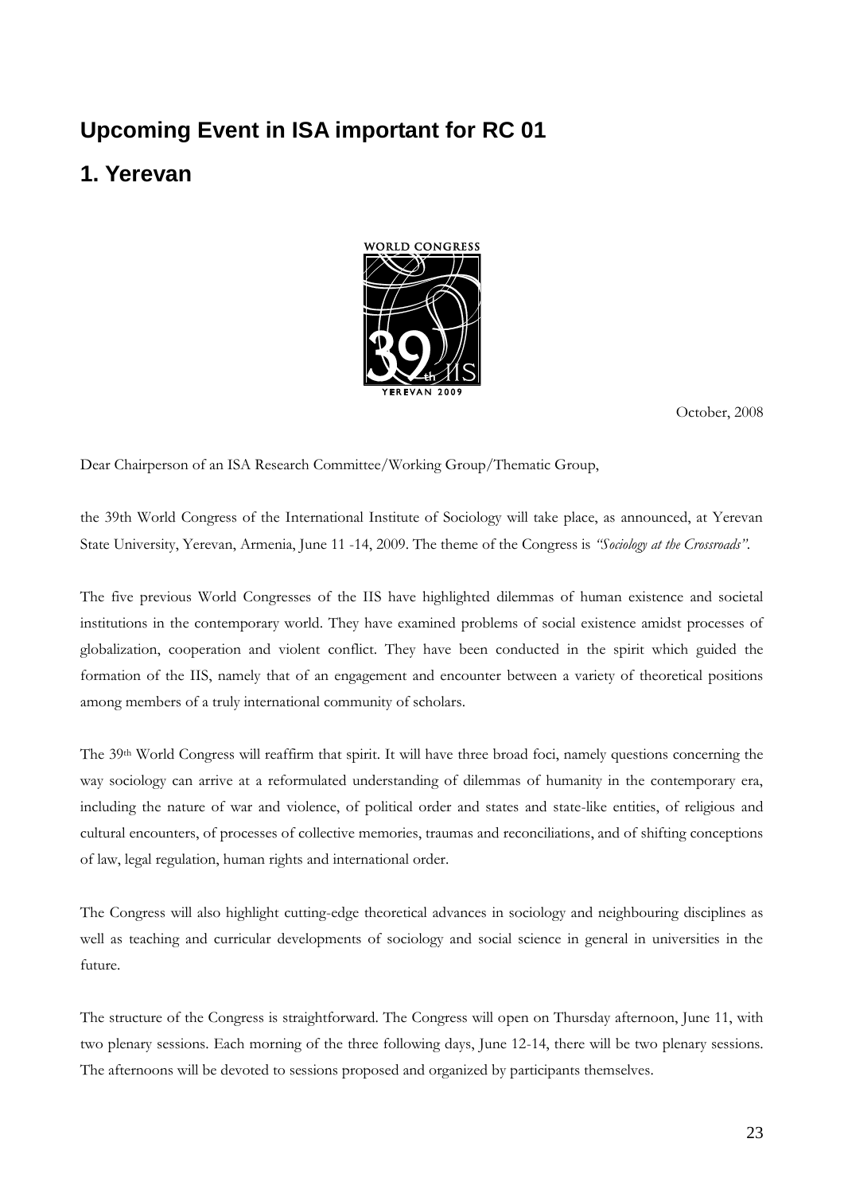## Upcoming Event in ISA important for RC 01

## 1. Yerevan

WORLD CONGRESS

39th IIS

YEREVAN 2009

October, 2008

Dear Chairperson of an ISA Research Committee/Working Group/Thematic Group,

the 39th World Congress of the International Institute of Sociology will take place, as announced, at Yerevan State University, Yerevan, Armenia, June 11 -14, 2009. The theme of the Congress is *"Sociology at the Crossroads"*.

The five previous World Congresses of the IIS have highlighted dilemmas of human existence and societal institutions in the contemporary world. They have examined problems of social existence amidst processes of globalization, cooperation and violent conflict. They have been conducted in the spirit which guided the formation of the IIS, namely that of an engagement and encounter between a variety of theoretical positions among members of a truly international community of scholars.

The 39th World Congress will reaffirm that spirit. It will have three broad foci, namely questions concerning the way sociology can arrive at a reformulated understanding of dilemmas of humanity in the contemporary era, including the nature of war and violence, of political order and states and state-like entities, of religious and cultural encounters, of processes of collective memories, traumas and reconciliations, and of shifting conceptions of law, legal regulation, human rights and international order.

The Congress will also highlight cutting-edge theoretical advances in sociology and neighbouring disciplines as well as teaching and curricular developments of sociology and social science in general in universities in the future.

The structure of the Congress is straightforward. The Congress will open on Thursday afternoon, June 11, with two plenary sessions. Each morning of the three following days, June 12-14, there will be two plenary sessions. The afternoons will be devoted to sessions proposed and organized by participants themselves.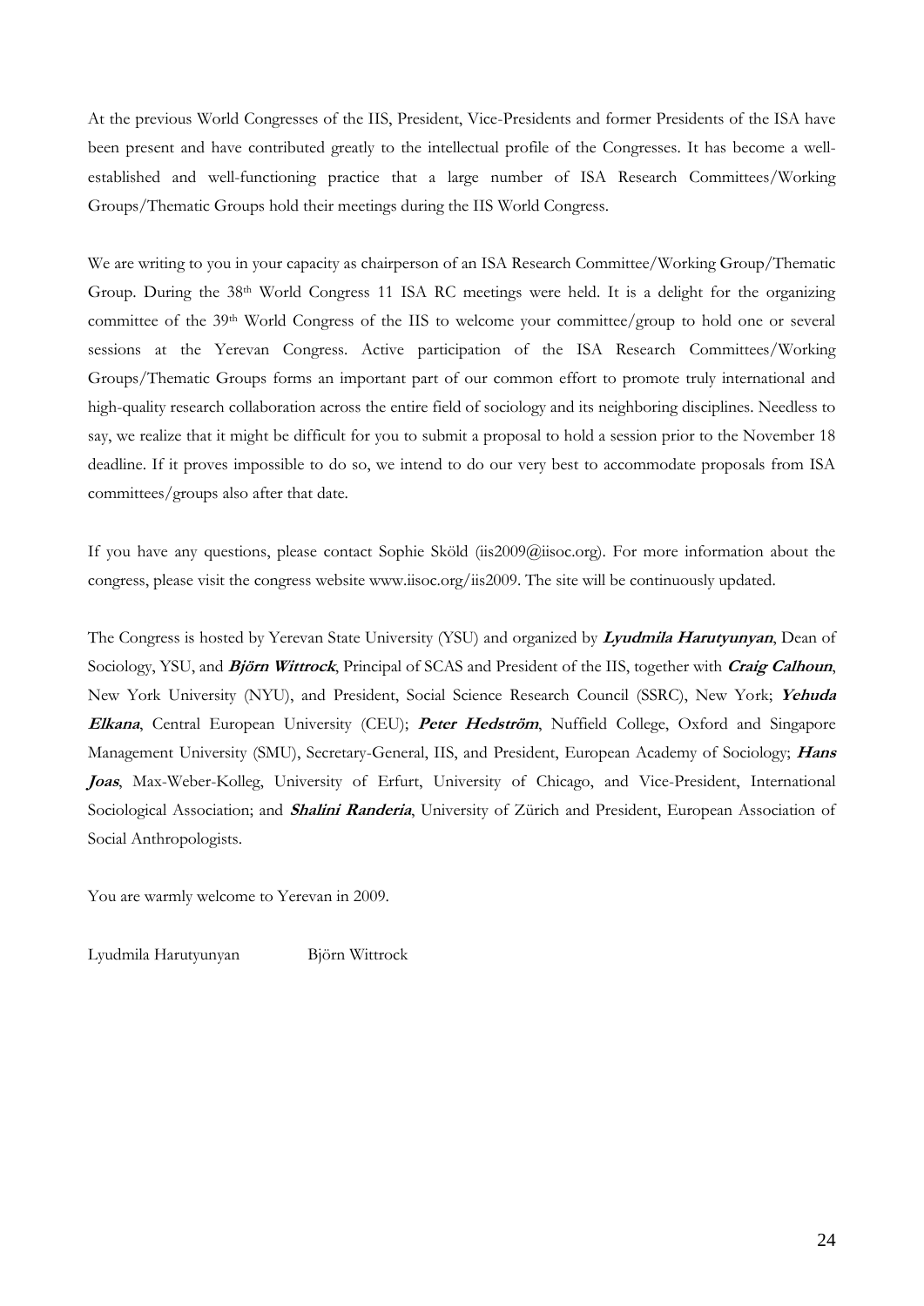At the previous World Congresses of the IIS, President, Vice-Presidents and former Presidents of the ISA have been present and have contributed greatly to the intellectual profile of the Congresses. It has become a well-established and well-functioning practice that a large number of ISA Research Committees/Working Groups/Thematic Groups hold their meetings during the IIS World Congress.

We are writing to you in your capacity as chairperson of an ISA Research Committee/Working Group/Thematic Group. During the 38th World Congress 11 ISA RC meetings were held. It is a delight for the organizing committee of the 39th World Congress of the IIS to welcome your committee/group to hold one or several sessions at the Yerevan Congress. Active participation of the ISA Research Committees/Working Groups/Thematic Groups forms an important part of our common effort to promote truly international and high-quality research collaboration across the entire field of sociology and its neighboring disciplines. Needless to say, we realize that it might be difficult for you to submit a proposal to hold a session prior to the November 18 deadline. If it proves impossible to do so, we intend to do our very best to accommodate proposals from ISA committees/groups also after that date.

If you have any questions, please contact Sophie Sköld (iis2009@iisoc.org). For more information about the congress, please visit the congress website www.iisoc.org/iis2009. The site will be continuously updated.

The Congress is hosted by Yerevan State University (YSU) and organized by ***Lyudmila Harutyunyan***, Dean of Sociology, YSU, and ***Björn Wittrock***, Principal of SCAS and President of the IIS, together with ***Craig Calhoun***, New York University (NYU), and President, Social Science Research Council (SSRC), New York; ***Yehuda Elkana***, Central European University (CEU); ***Peter Hedström***, Nuffield College, Oxford and Singapore Management University (SMU), Secretary-General, IIS, and President, European Academy of Sociology; ***Hans Joas***, Max-Weber-Kolleg, University of Erfurt, University of Chicago, and Vice-President, International Sociological Association; and ***Shalini Randeria***, University of Zürich and President, European Association of Social Anthropologists.

You are warmly welcome to Yerevan in 2009.

Lyudmila Harutyunyan        Björn Wittrock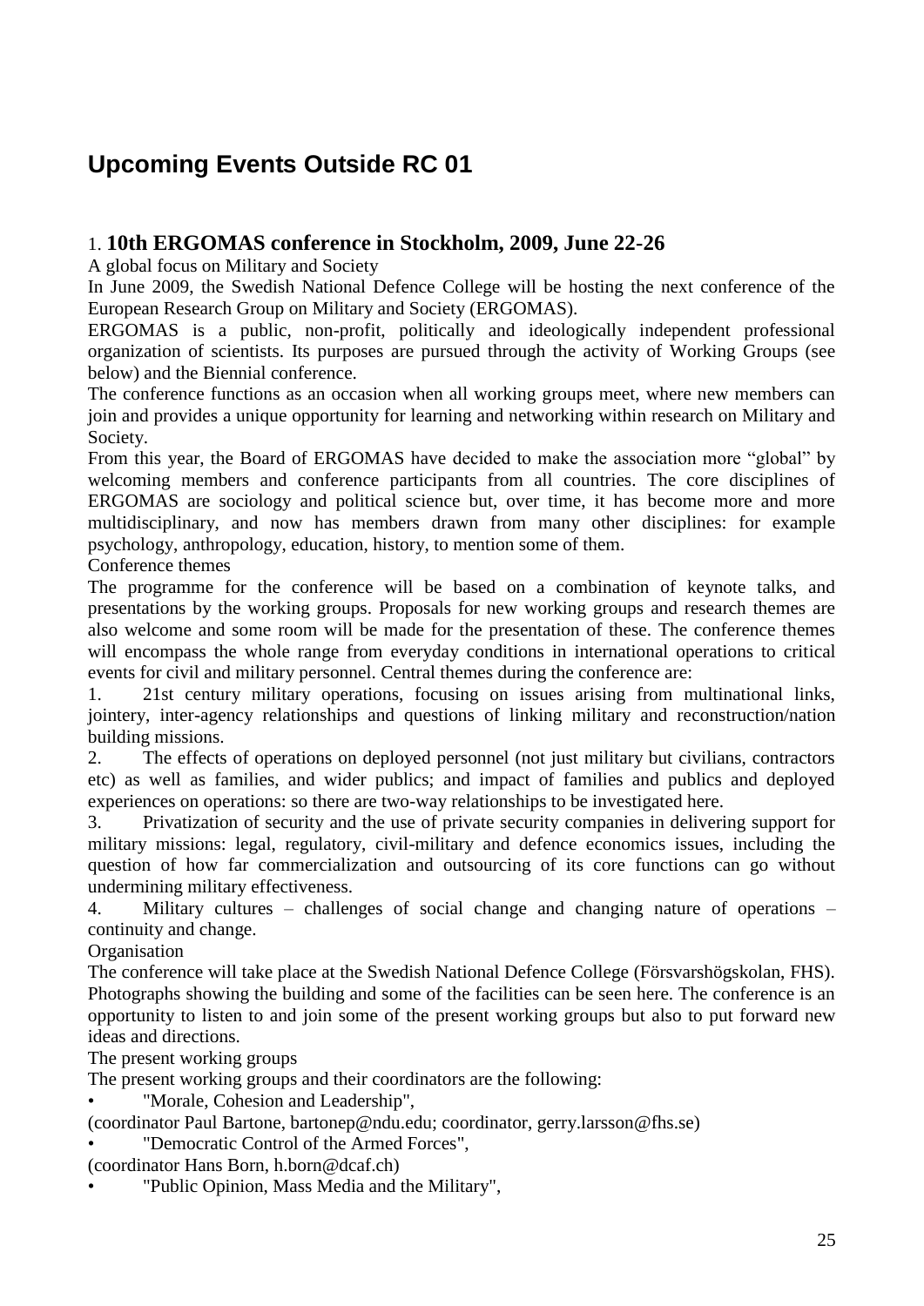# Upcoming Events Outside RC 01

## 1. **10th ERGOMAS conference in Stockholm, 2009, June 22-26**

A global focus on Military and Society

In June 2009, the Swedish National Defence College will be hosting the next conference of the European Research Group on Military and Society (ERGOMAS).

ERGOMAS is a public, non-profit, politically and ideologically independent professional organization of scientists. Its purposes are pursued through the activity of Working Groups (see below) and the Biennial conference.

The conference functions as an occasion when all working groups meet, where new members can join and provides a unique opportunity for learning and networking within research on Military and Society.

From this year, the Board of ERGOMAS have decided to make the association more "global" by welcoming members and conference participants from all countries. The core disciplines of ERGOMAS are sociology and political science but, over time, it has become more and more multidisciplinary, and now has members drawn from many other disciplines: for example psychology, anthropology, education, history, to mention some of them.

Conference themes

The programme for the conference will be based on a combination of keynote talks, and presentations by the working groups. Proposals for new working groups and research themes are also welcome and some room will be made for the presentation of these. The conference themes will encompass the whole range from everyday conditions in international operations to critical events for civil and military personnel. Central themes during the conference are:

1. 21st century military operations, focusing on issues arising from multinational links, jointery, inter-agency relationships and questions of linking military and reconstruction/nation building missions.
2. The effects of operations on deployed personnel (not just military but civilians, contractors etc) as well as families, and wider publics; and impact of families and publics and deployed experiences on operations: so there are two-way relationships to be investigated here.
3. Privatization of security and the use of private security companies in delivering support for military missions: legal, regulatory, civil-military and defence economics issues, including the question of how far commercialization and outsourcing of its core functions can go without undermining military effectiveness.
4. Military cultures – challenges of social change and changing nature of operations – continuity and change.

Organisation

The conference will take place at the Swedish National Defence College (Försvarshögskolan, FHS). Photographs showing the building and some of the facilities can be seen here. The conference is an opportunity to listen to and join some of the present working groups but also to put forward new ideas and directions.

The present working groups

The present working groups and their coordinators are the following:

- "Morale, Cohesion and Leadership",

(coordinator Paul Bartone, bartonep@ndu.edu; coordinator, gerry.larsson@fhs.se)

- "Democratic Control of the Armed Forces",

(coordinator Hans Born, h.born@dcaf.ch)

- "Public Opinion, Mass Media and the Military",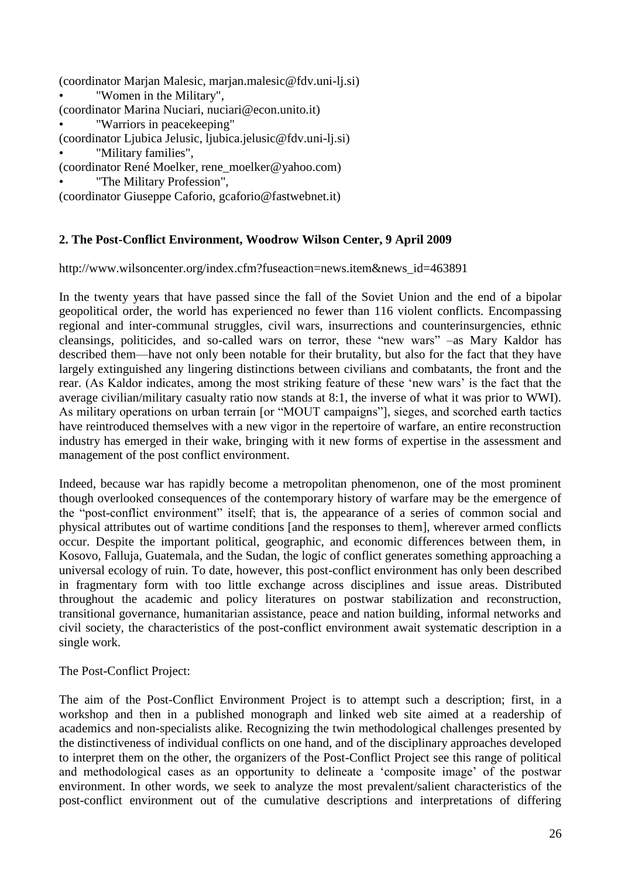(coordinator Marjan Malesic, marjan.malesic@fdv.uni-lj.si)

- "Women in the Military",

(coordinator Marina Nuciari, nuciari@econ.unito.it)

- "Warriors in peacekeeping"

(coordinator Ljubica Jelusic, ljubica.jelusic@fdv.uni-lj.si)

- "Military families",

(coordinator René Moelker, rene_moelker@yahoo.com)

- "The Military Profession",

(coordinator Giuseppe Caforio, gcaforio@fastwebnet.it)

**2. The Post-Conflict Environment, Woodrow Wilson Center, 9 April 2009**

http://www.wilsoncenter.org/index.cfm?fuseaction=news.item&news_id=463891

In the twenty years that have passed since the fall of the Soviet Union and the end of a bipolar geopolitical order, the world has experienced no fewer than 116 violent conflicts. Encompassing regional and inter-communal struggles, civil wars, insurrections and counterinsurgencies, ethnic cleansings, politicides, and so-called wars on terror, these "new wars" –as Mary Kaldor has described them—have not only been notable for their brutality, but also for the fact that they have largely extinguished any lingering distinctions between civilians and combatants, the front and the rear. (As Kaldor indicates, among the most striking feature of these 'new wars' is the fact that the average civilian/military casualty ratio now stands at 8:1, the inverse of what it was prior to WWI). As military operations on urban terrain [or "MOUT campaigns"], sieges, and scorched earth tactics have reintroduced themselves with a new vigor in the repertoire of warfare, an entire reconstruction industry has emerged in their wake, bringing with it new forms of expertise in the assessment and management of the post conflict environment.

Indeed, because war has rapidly become a metropolitan phenomenon, one of the most prominent though overlooked consequences of the contemporary history of warfare may be the emergence of the "post-conflict environment" itself; that is, the appearance of a series of common social and physical attributes out of wartime conditions [and the responses to them], wherever armed conflicts occur. Despite the important political, geographic, and economic differences between them, in Kosovo, Falluja, Guatemala, and the Sudan, the logic of conflict generates something approaching a universal ecology of ruin. To date, however, this post-conflict environment has only been described in fragmentary form with too little exchange across disciplines and issue areas. Distributed throughout the academic and policy literatures on postwar stabilization and reconstruction, transitional governance, humanitarian assistance, peace and nation building, informal networks and civil society, the characteristics of the post-conflict environment await systematic description in a single work.

The Post-Conflict Project:

The aim of the Post-Conflict Environment Project is to attempt such a description; first, in a workshop and then in a published monograph and linked web site aimed at a readership of academics and non-specialists alike. Recognizing the twin methodological challenges presented by the distinctiveness of individual conflicts on one hand, and of the disciplinary approaches developed to interpret them on the other, the organizers of the Post-Conflict Project see this range of political and methodological cases as an opportunity to delineate a 'composite image' of the postwar environment. In other words, we seek to analyze the most prevalent/salient characteristics of the post-conflict environment out of the cumulative descriptions and interpretations of differing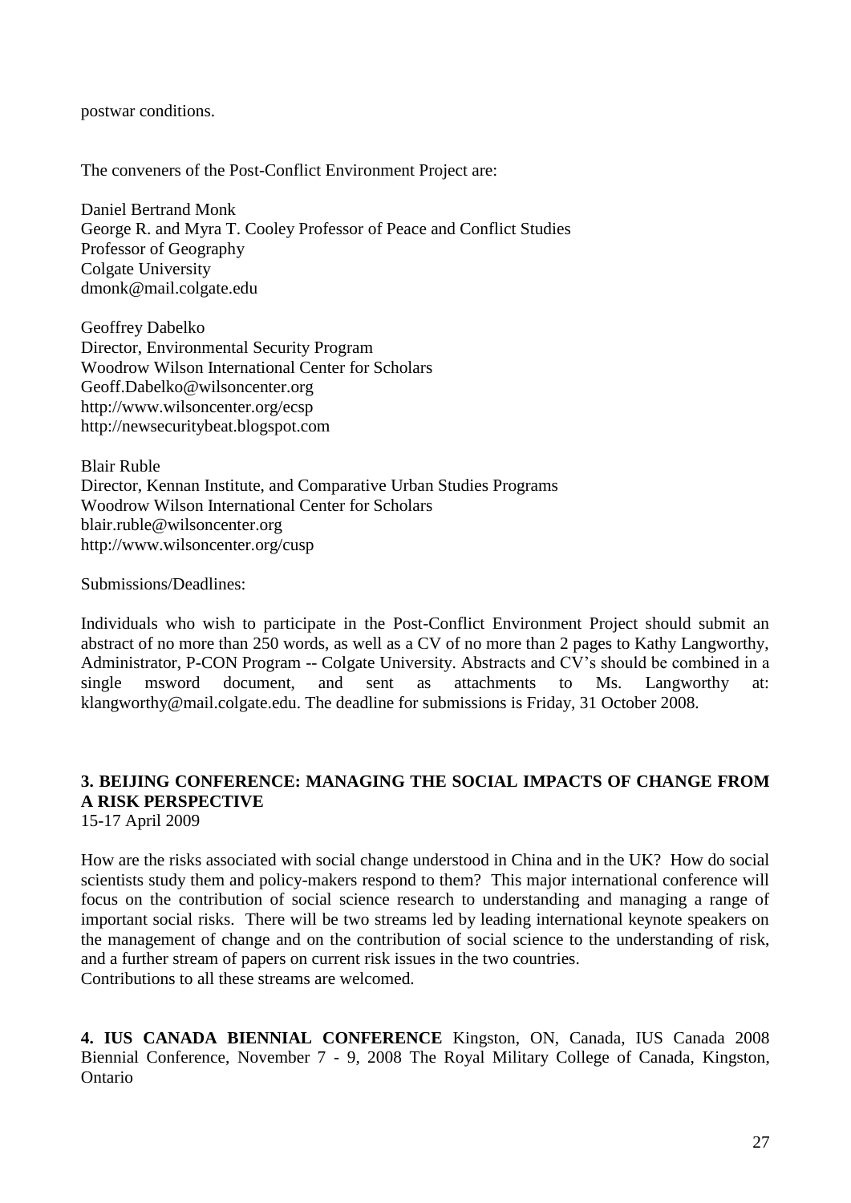postwar conditions.

The conveners of the Post-Conflict Environment Project are:

Daniel Bertrand Monk
George R. and Myra T. Cooley Professor of Peace and Conflict Studies
Professor of Geography
Colgate University
dmonk@mail.colgate.edu

Geoffrey Dabelko
Director, Environmental Security Program
Woodrow Wilson International Center for Scholars
Geoff.Dabelko@wilsoncenter.org
http://www.wilsoncenter.org/ecsp
http://newsecuritybeat.blogspot.com

Blair Ruble
Director, Kennan Institute, and Comparative Urban Studies Programs
Woodrow Wilson International Center for Scholars
blair.ruble@wilsoncenter.org
http://www.wilsoncenter.org/cusp

Submissions/Deadlines:

Individuals who wish to participate in the Post-Conflict Environment Project should submit an abstract of no more than 250 words, as well as a CV of no more than 2 pages to Kathy Langworthy, Administrator, P-CON Program -- Colgate University. Abstracts and CV's should be combined in a single msword document, and sent as attachments to Ms. Langworthy at: klangworthy@mail.colgate.edu. The deadline for submissions is Friday, 31 October 2008.

### 3. BEIJING CONFERENCE: MANAGING THE SOCIAL IMPACTS OF CHANGE FROM A RISK PERSPECTIVE

15-17 April 2009

How are the risks associated with social change understood in China and in the UK? How do social scientists study them and policy-makers respond to them? This major international conference will focus on the contribution of social science research to understanding and managing a range of important social risks. There will be two streams led by leading international keynote speakers on the management of change and on the contribution of social science to the understanding of risk, and a further stream of papers on current risk issues in the two countries.
Contributions to all these streams are welcomed.

**4. IUS CANADA BIENNIAL CONFERENCE** Kingston, ON, Canada, IUS Canada 2008 Biennial Conference, November 7 - 9, 2008 The Royal Military College of Canada, Kingston, Ontario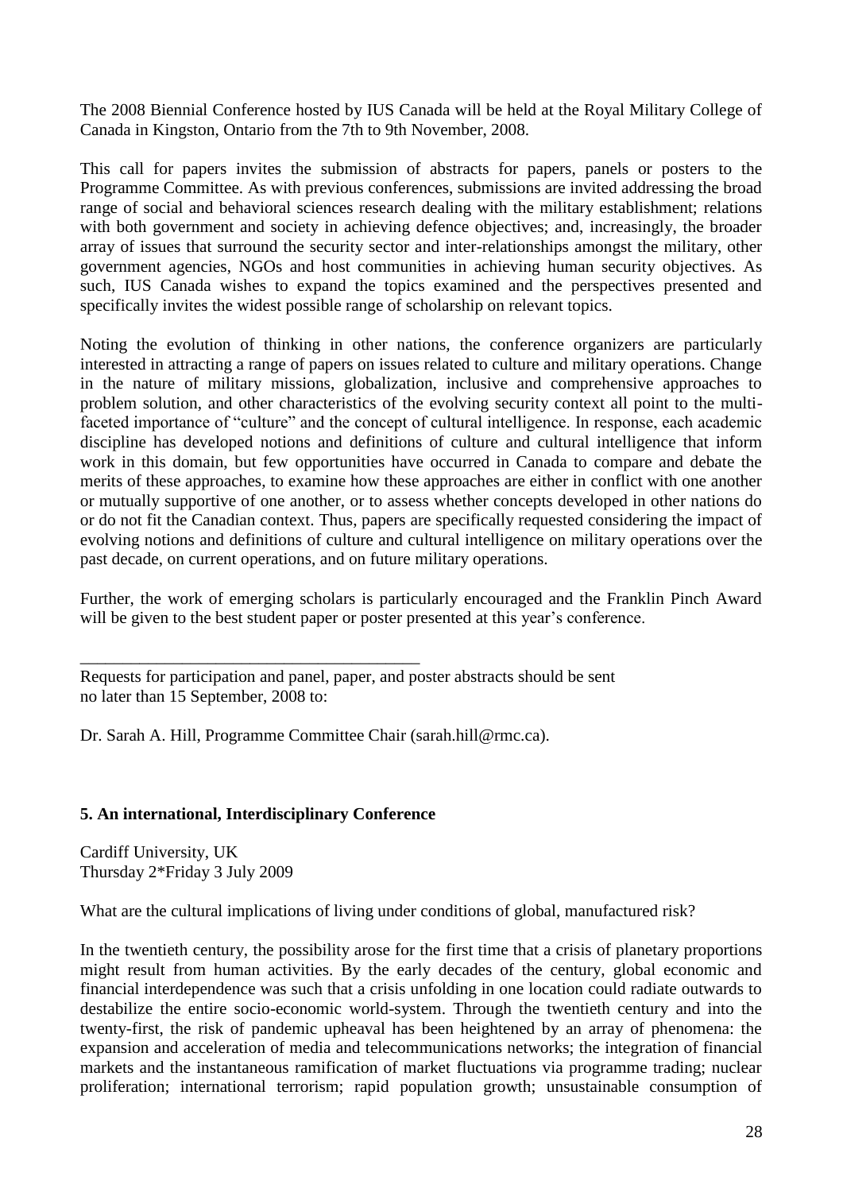The 2008 Biennial Conference hosted by IUS Canada will be held at the Royal Military College of Canada in Kingston, Ontario from the 7th to 9th November, 2008.

This call for papers invites the submission of abstracts for papers, panels or posters to the Programme Committee. As with previous conferences, submissions are invited addressing the broad range of social and behavioral sciences research dealing with the military establishment; relations with both government and society in achieving defence objectives; and, increasingly, the broader array of issues that surround the security sector and inter-relationships amongst the military, other government agencies, NGOs and host communities in achieving human security objectives. As such, IUS Canada wishes to expand the topics examined and the perspectives presented and specifically invites the widest possible range of scholarship on relevant topics.

Noting the evolution of thinking in other nations, the conference organizers are particularly interested in attracting a range of papers on issues related to culture and military operations. Change in the nature of military missions, globalization, inclusive and comprehensive approaches to problem solution, and other characteristics of the evolving security context all point to the multi-faceted importance of "culture" and the concept of cultural intelligence. In response, each academic discipline has developed notions and definitions of culture and cultural intelligence that inform work in this domain, but few opportunities have occurred in Canada to compare and debate the merits of these approaches, to examine how these approaches are either in conflict with one another or mutually supportive of one another, or to assess whether concepts developed in other nations do or do not fit the Canadian context. Thus, papers are specifically requested considering the impact of evolving notions and definitions of culture and cultural intelligence on military operations over the past decade, on current operations, and on future military operations.

Further, the work of emerging scholars is particularly encouraged and the Franklin Pinch Award will be given to the best student paper or poster presented at this year's conference.

---

Requests for participation and panel, paper, and poster abstracts should be sent no later than 15 September, 2008 to:

Dr. Sarah A. Hill, Programme Committee Chair (sarah.hill@rmc.ca).

**5. An international, Interdisciplinary Conference**

Cardiff University, UK
Thursday 2*Friday 3 July 2009

What are the cultural implications of living under conditions of global, manufactured risk?

In the twentieth century, the possibility arose for the first time that a crisis of planetary proportions might result from human activities. By the early decades of the century, global economic and financial interdependence was such that a crisis unfolding in one location could radiate outwards to destabilize the entire socio-economic world-system. Through the twentieth century and into the twenty-first, the risk of pandemic upheaval has been heightened by an array of phenomena: the expansion and acceleration of media and telecommunications networks; the integration of financial markets and the instantaneous ramification of market fluctuations via programme trading; nuclear proliferation; international terrorism; rapid population growth; unsustainable consumption of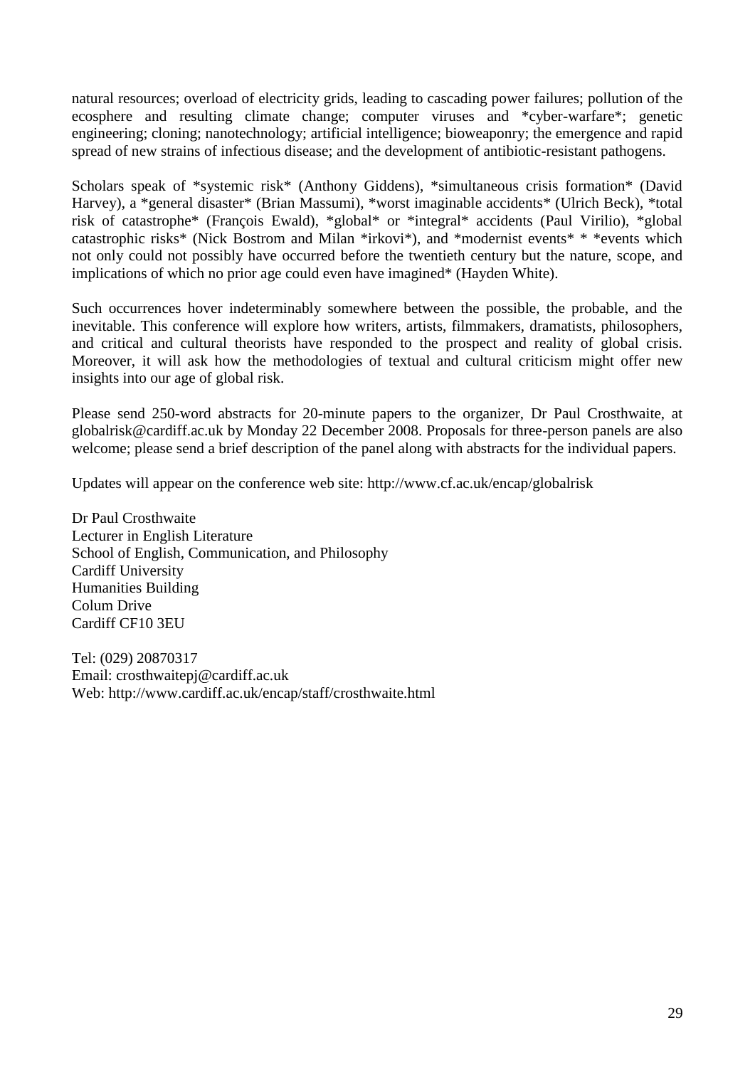natural resources; overload of electricity grids, leading to cascading power failures; pollution of the ecosphere and resulting climate change; computer viruses and *cyber-warfare*; genetic engineering; cloning; nanotechnology; artificial intelligence; bioweaponry; the emergence and rapid spread of new strains of infectious disease; and the development of antibiotic-resistant pathogens.

Scholars speak of *systemic risk* (Anthony Giddens), *simultaneous crisis formation* (David Harvey), a *general disaster* (Brian Massumi), *worst imaginable accidents* (Ulrich Beck), *total risk of catastrophe* (François Ewald), *global* or *integral* accidents (Paul Virilio), *global catastrophic risks* (Nick Bostrom and Milan *irkovi*), and *modernist events* * *events which not only could not possibly have occurred before the twentieth century but the nature, scope, and implications of which no prior age could even have imagined* (Hayden White).

Such occurrences hover indeterminably somewhere between the possible, the probable, and the inevitable. This conference will explore how writers, artists, filmmakers, dramatists, philosophers, and critical and cultural theorists have responded to the prospect and reality of global crisis. Moreover, it will ask how the methodologies of textual and cultural criticism might offer new insights into our age of global risk.

Please send 250-word abstracts for 20-minute papers to the organizer, Dr Paul Crosthwaite, at globalrisk@cardiff.ac.uk by Monday 22 December 2008. Proposals for three-person panels are also welcome; please send a brief description of the panel along with abstracts for the individual papers.

Updates will appear on the conference web site: http://www.cf.ac.uk/encap/globalrisk

Dr Paul Crosthwaite
Lecturer in English Literature
School of English, Communication, and Philosophy
Cardiff University
Humanities Building
Colum Drive
Cardiff CF10 3EU

Tel: (029) 20870317
Email: crosthwaitepj@cardiff.ac.uk
Web: http://www.cardiff.ac.uk/encap/staff/crosthwaite.html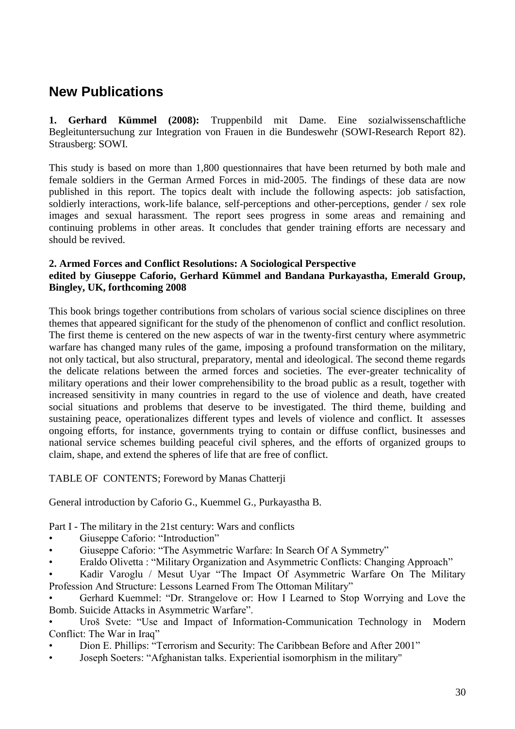## New Publications

**1. Gerhard Kümmel (2008):** Truppenbild mit Dame. Eine sozialwissenschaftliche Begleituntersuchung zur Integration von Frauen in die Bundeswehr (SOWI-Research Report 82). Strausberg: SOWI.

This study is based on more than 1,800 questionnaires that have been returned by both male and female soldiers in the German Armed Forces in mid-2005. The findings of these data are now published in this report. The topics dealt with include the following aspects: job satisfaction, soldierly interactions, work-life balance, self-perceptions and other-perceptions, gender / sex role images and sexual harassment. The report sees progress in some areas and remaining and continuing problems in other areas. It concludes that gender training efforts are necessary and should be revived.

**2. Armed Forces and Conflict Resolutions: A Sociological Perspective**
**edited by Giuseppe Caforio, Gerhard Kümmel and Bandana Purkayastha, Emerald Group, Bingley, UK, forthcoming 2008**

This book brings together contributions from scholars of various social science disciplines on three themes that appeared significant for the study of the phenomenon of conflict and conflict resolution. The first theme is centered on the new aspects of war in the twenty-first century where asymmetric warfare has changed many rules of the game, imposing a profound transformation on the military, not only tactical, but also structural, preparatory, mental and ideological. The second theme regards the delicate relations between the armed forces and societies. The ever-greater technicality of military operations and their lower comprehensibility to the broad public as a result, together with increased sensitivity in many countries in regard to the use of violence and death, have created social situations and problems that deserve to be investigated. The third theme, building and sustaining peace, operationalizes different types and levels of violence and conflict. It assesses ongoing efforts, for instance, governments trying to contain or diffuse conflict, businesses and national service schemes building peaceful civil spheres, and the efforts of organized groups to claim, shape, and extend the spheres of life that are free of conflict.

TABLE OF CONTENTS; Foreword by Manas Chatterji

General introduction by Caforio G., Kuemmel G., Purkayastha B.

Part I - The military in the 21st century: Wars and conflicts

- Giuseppe Caforio: "Introduction"
- Giuseppe Caforio: "The Asymmetric Warfare: In Search Of A Symmetry"
- Eraldo Olivetta : "Military Organization and Asymmetric Conflicts: Changing Approach"
- Kadir Varoglu / Mesut Uyar "The Impact Of Asymmetric Warfare On The Military Profession And Structure: Lessons Learned From The Ottoman Military"
- Gerhard Kuemmel: "Dr. Strangelove or: How I Learned to Stop Worrying and Love the Bomb. Suicide Attacks in Asymmetric Warfare".
- Uroš Svete: "Use and Impact of Information-Communication Technology in Modern Conflict: The War in Iraq"
- Dion E. Phillips: "Terrorism and Security: The Caribbean Before and After 2001"
- Joseph Soeters: "Afghanistan talks. Experiential isomorphism in the military"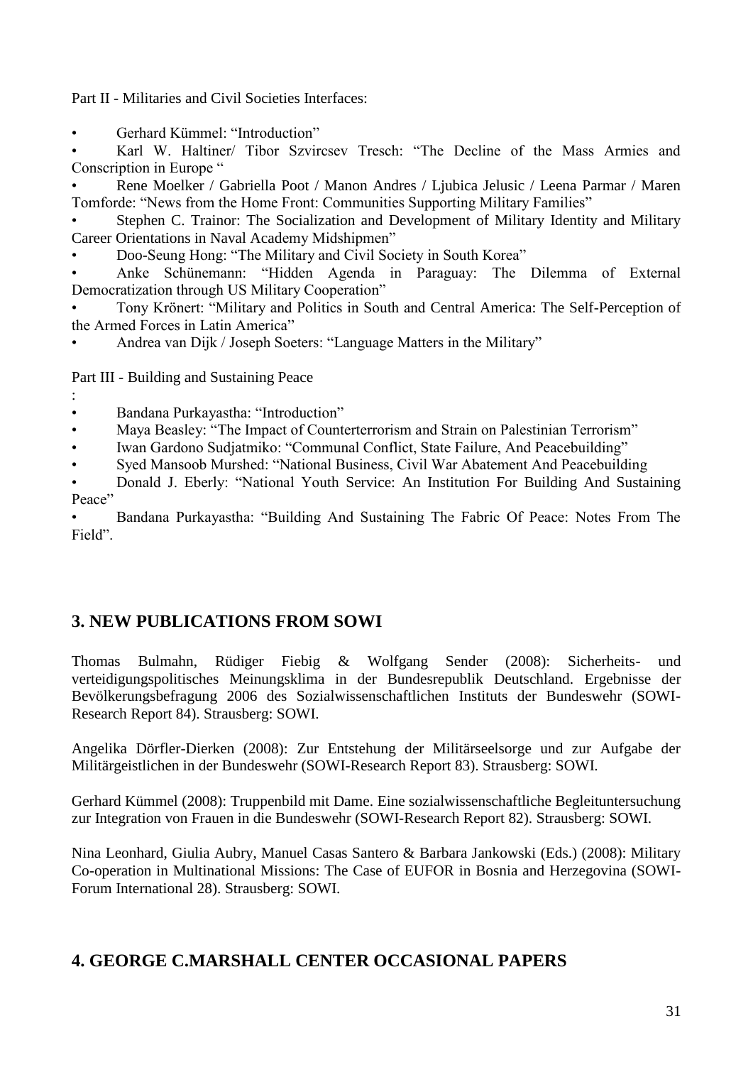Part II - Militaries and Civil Societies Interfaces:

- Gerhard Kümmel: "Introduction"
- Karl W. Haltiner/ Tibor Szvircsev Tresch: "The Decline of the Mass Armies and Conscription in Europe "
- Rene Moelker / Gabriella Poot / Manon Andres / Ljubica Jelusic / Leena Parmar / Maren Tomforde: "News from the Home Front: Communities Supporting Military Families"
- Stephen C. Trainor: The Socialization and Development of Military Identity and Military Career Orientations in Naval Academy Midshipmen"
- Doo-Seung Hong: "The Military and Civil Society in South Korea"
- Anke Schünemann: "Hidden Agenda in Paraguay: The Dilemma of External Democratization through US Military Cooperation"
- Tony Krönert: "Military and Politics in South and Central America: The Self-Perception of the Armed Forces in Latin America"
- Andrea van Dijk / Joseph Soeters: "Language Matters in the Military"

Part III - Building and Sustaining Peace

:

- Bandana Purkayastha: "Introduction"
- Maya Beasley: "The Impact of Counterterrorism and Strain on Palestinian Terrorism"
- Iwan Gardono Sudjatmiko: "Communal Conflict, State Failure, And Peacebuilding"
- Syed Mansoob Murshed: "National Business, Civil War Abatement And Peacebuilding
- Donald J. Eberly: "National Youth Service: An Institution For Building And Sustaining Peace"
- Bandana Purkayastha: "Building And Sustaining The Fabric Of Peace: Notes From The Field".

## 3. NEW PUBLICATIONS FROM SOWI

Thomas Bulmahn, Rüdiger Fiebig & Wolfgang Sender (2008): Sicherheits- und verteidigungspolitisches Meinungsklima in der Bundesrepublik Deutschland. Ergebnisse der Bevölkerungsbefragung 2006 des Sozialwissenschaftlichen Instituts der Bundeswehr (SOWI-Research Report 84). Strausberg: SOWI.

Angelika Dörfler-Dierken (2008): Zur Entstehung der Militärseelsorge und zur Aufgabe der Militärgeistlichen in der Bundeswehr (SOWI-Research Report 83). Strausberg: SOWI.

Gerhard Kümmel (2008): Truppenbild mit Dame. Eine sozialwissenschaftliche Begleituntersuchung zur Integration von Frauen in die Bundeswehr (SOWI-Research Report 82). Strausberg: SOWI.

Nina Leonhard, Giulia Aubry, Manuel Casas Santero & Barbara Jankowski (Eds.) (2008): Military Co-operation in Multinational Missions: The Case of EUFOR in Bosnia and Herzegovina (SOWI-Forum International 28). Strausberg: SOWI.

## 4. GEORGE C.MARSHALL CENTER OCCASIONAL PAPERS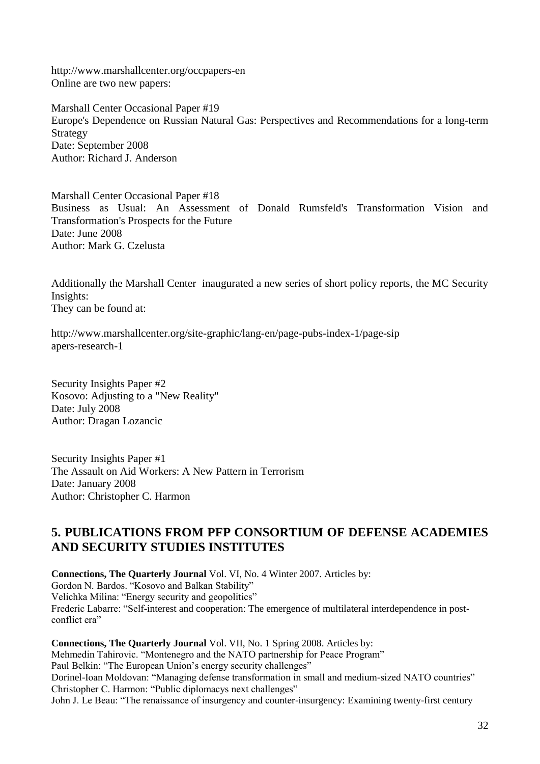http://www.marshallcenter.org/occpapers-en
Online are two new papers:

Marshall Center Occasional Paper #19
Europe's Dependence on Russian Natural Gas: Perspectives and Recommendations for a long-term Strategy
Date: September 2008
Author: Richard J. Anderson

Marshall Center Occasional Paper #18
Business as Usual: An Assessment of Donald Rumsfeld's Transformation Vision and Transformation's Prospects for the Future
Date: June 2008
Author: Mark G. Czelusta

Additionally the Marshall Center inaugurated a new series of short policy reports, the MC Security Insights:
They can be found at:

http://www.marshallcenter.org/site-graphic/lang-en/page-pubs-index-1/page-sip
apers-research-1

Security Insights Paper #2
Kosovo: Adjusting to a "New Reality"
Date: July 2008
Author: Dragan Lozancic

Security Insights Paper #1
The Assault on Aid Workers: A New Pattern in Terrorism
Date: January 2008
Author: Christopher C. Harmon

## 5. PUBLICATIONS FROM PFP CONSORTIUM OF DEFENSE ACADEMIES AND SECURITY STUDIES INSTITUTES

**Connections, The Quarterly Journal** Vol. VI, No. 4 Winter 2007. Articles by:
Gordon N. Bardos. "Kosovo and Balkan Stability"
Velichka Milina: "Energy security and geopolitics"
Frederic Labarre: "Self-interest and cooperation: The emergence of multilateral interdependence in post-conflict era"

**Connections, The Quarterly Journal** Vol. VII, No. 1 Spring 2008. Articles by:
Mehmedin Tahirovic. "Montenegro and the NATO partnership for Peace Program"
Paul Belkin: "The European Union's energy security challenges"
Dorinel-Ioan Moldovan: "Managing defense transformation in small and medium-sized NATO countries"
Christopher C. Harmon: "Public diplomacys next challenges"
John J. Le Beau: "The renaissance of insurgency and counter-insurgency: Examining twenty-first century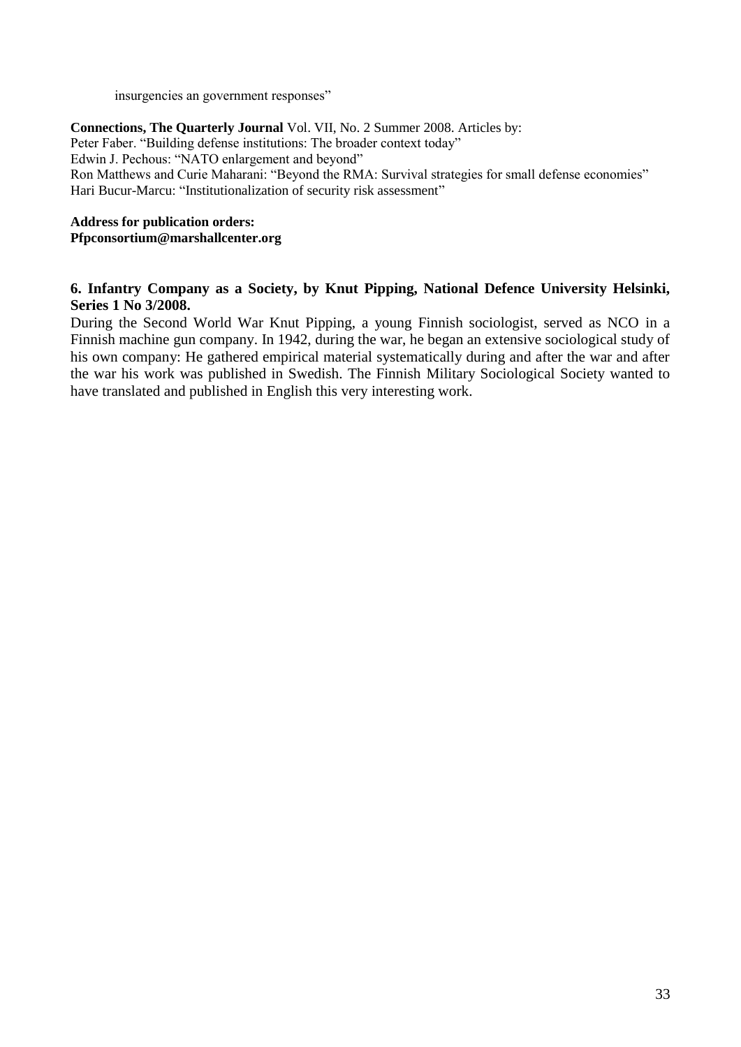insurgencies an government responses”

**Connections, The Quarterly Journal** Vol. VII, No. 2 Summer 2008. Articles by:
Peter Faber. “Building defense institutions: The broader context today”
Edwin J. Pechous: “NATO enlargement and beyond”
Ron Matthews and Curie Maharani: “Beyond the RMA: Survival strategies for small defense economies”
Hari Bucur-Marcu: “Institutionalization of security risk assessment”

**Address for publication orders:**
**Pfpconsortium@marshallcenter.org**

**6. Infantry Company as a Society, by Knut Pipping, National Defence University Helsinki, Series 1 No 3/2008.**

During the Second World War Knut Pipping, a young Finnish sociologist, served as NCO in a Finnish machine gun company. In 1942, during the war, he began an extensive sociological study of his own company: He gathered empirical material systematically during and after the war and after the war his work was published in Swedish. The Finnish Military Sociological Society wanted to have translated and published in English this very interesting work.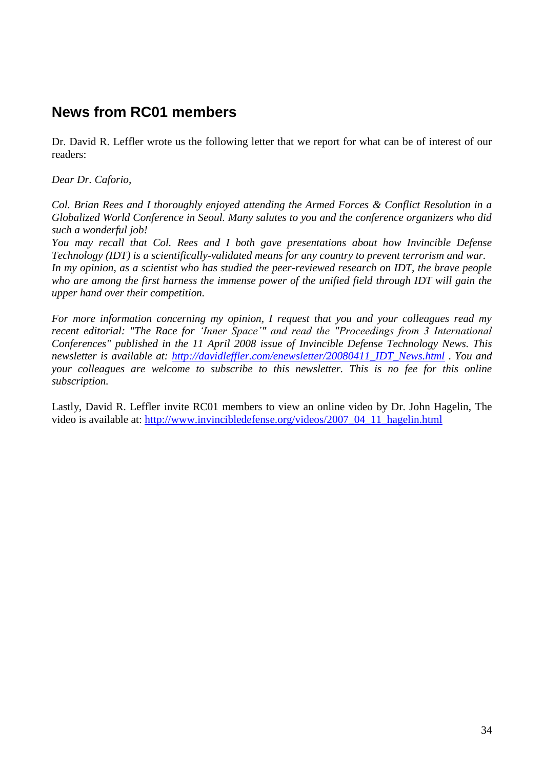## News from RC01 members

Dr. David R. Leffler wrote us the following letter that we report for what can be of interest of our readers:

*Dear Dr. Caforio,*

*Col. Brian Rees and I thoroughly enjoyed attending the Armed Forces & Conflict Resolution in a Globalized World Conference in Seoul. Many salutes to you and the conference organizers who did such a wonderful job!*
*You may recall that Col. Rees and I both gave presentations about how Invincible Defense Technology (IDT) is a scientifically-validated means for any country to prevent terrorism and war.*
*In my opinion, as a scientist who has studied the peer-reviewed research on IDT, the brave people who are among the first harness the immense power of the unified field through IDT will gain the upper hand over their competition.*

*For more information concerning my opinion, I request that you and your colleagues read my recent editorial: "The Race for 'Inner Space'" and read the "Proceedings from 3 International Conferences" published in the 11 April 2008 issue of Invincible Defense Technology News. This newsletter is available at: http://davidleffler.com/enewsletter/20080411_IDT_News.html . You and your colleagues are welcome to subscribe to this newsletter. This is no fee for this online subscription.*

Lastly, David R. Leffler invite RC01 members to view an online video by Dr. John Hagelin, The video is available at: http://www.invincibledefense.org/videos/2007_04_11_hagelin.html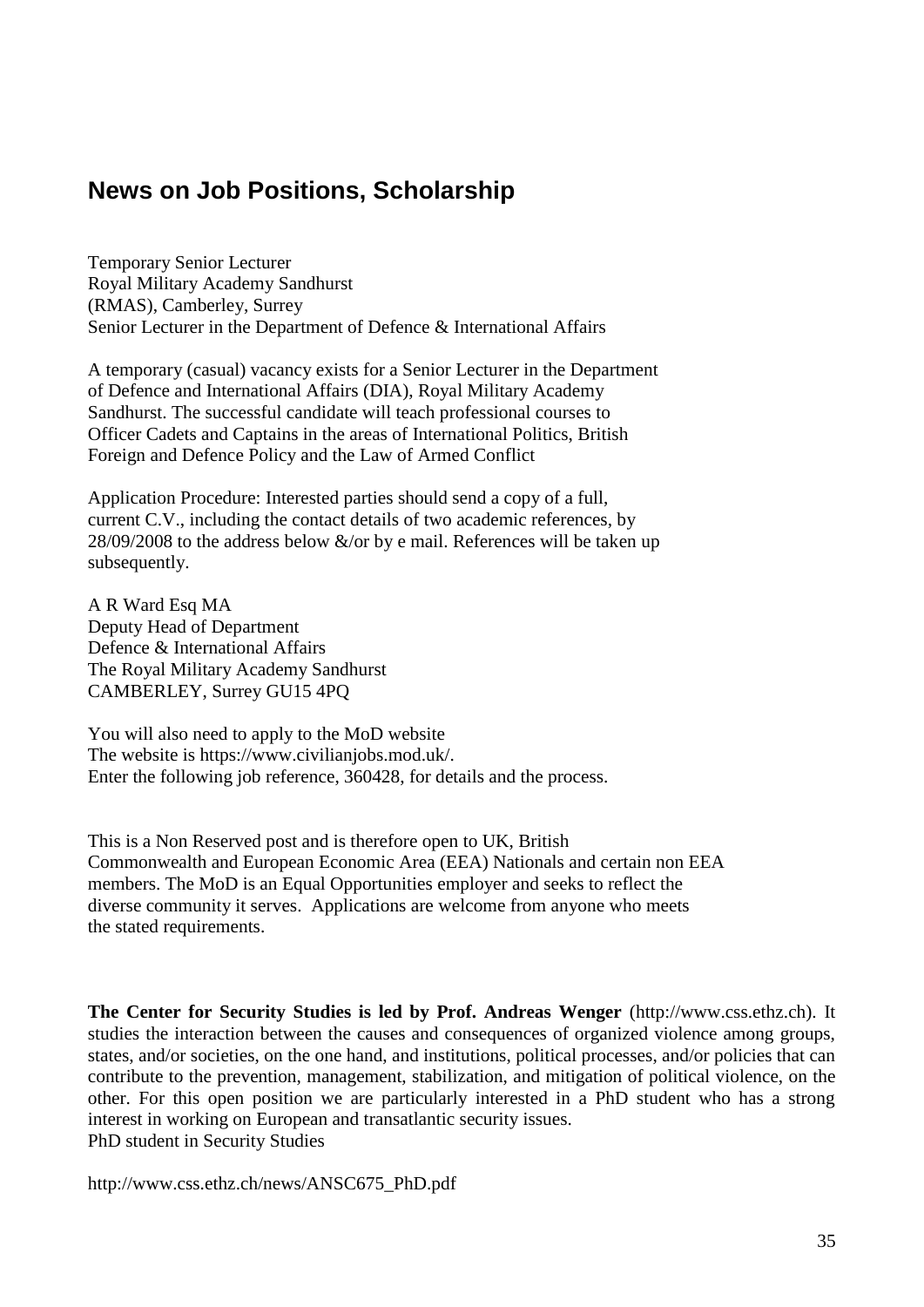## News on Job Positions, Scholarship

Temporary Senior Lecturer
Royal Military Academy Sandhurst
(RMAS), Camberley, Surrey
Senior Lecturer in the Department of Defence & International Affairs

A temporary (casual) vacancy exists for a Senior Lecturer in the Department of Defence and International Affairs (DIA), Royal Military Academy Sandhurst. The successful candidate will teach professional courses to Officer Cadets and Captains in the areas of International Politics, British Foreign and Defence Policy and the Law of Armed Conflict

Application Procedure: Interested parties should send a copy of a full, current C.V., including the contact details of two academic references, by 28/09/2008 to the address below &/or by e mail. References will be taken up subsequently.

A R Ward Esq MA
Deputy Head of Department
Defence & International Affairs
The Royal Military Academy Sandhurst
CAMBERLEY, Surrey GU15 4PQ

You will also need to apply to the MoD website
The website is https://www.civilianjobs.mod.uk/.
Enter the following job reference, 360428, for details and the process.

This is a Non Reserved post and is therefore open to UK, British Commonwealth and European Economic Area (EEA) Nationals and certain non EEA members. The MoD is an Equal Opportunities employer and seeks to reflect the diverse community it serves. Applications are welcome from anyone who meets the stated requirements.

**The Center for Security Studies is led by Prof. Andreas Wenger** (http://www.css.ethz.ch). It studies the interaction between the causes and consequences of organized violence among groups, states, and/or societies, on the one hand, and institutions, political processes, and/or policies that can contribute to the prevention, management, stabilization, and mitigation of political violence, on the other. For this open position we are particularly interested in a PhD student who has a strong interest in working on European and transatlantic security issues.
PhD student in Security Studies

http://www.css.ethz.ch/news/ANSC675_PhD.pdf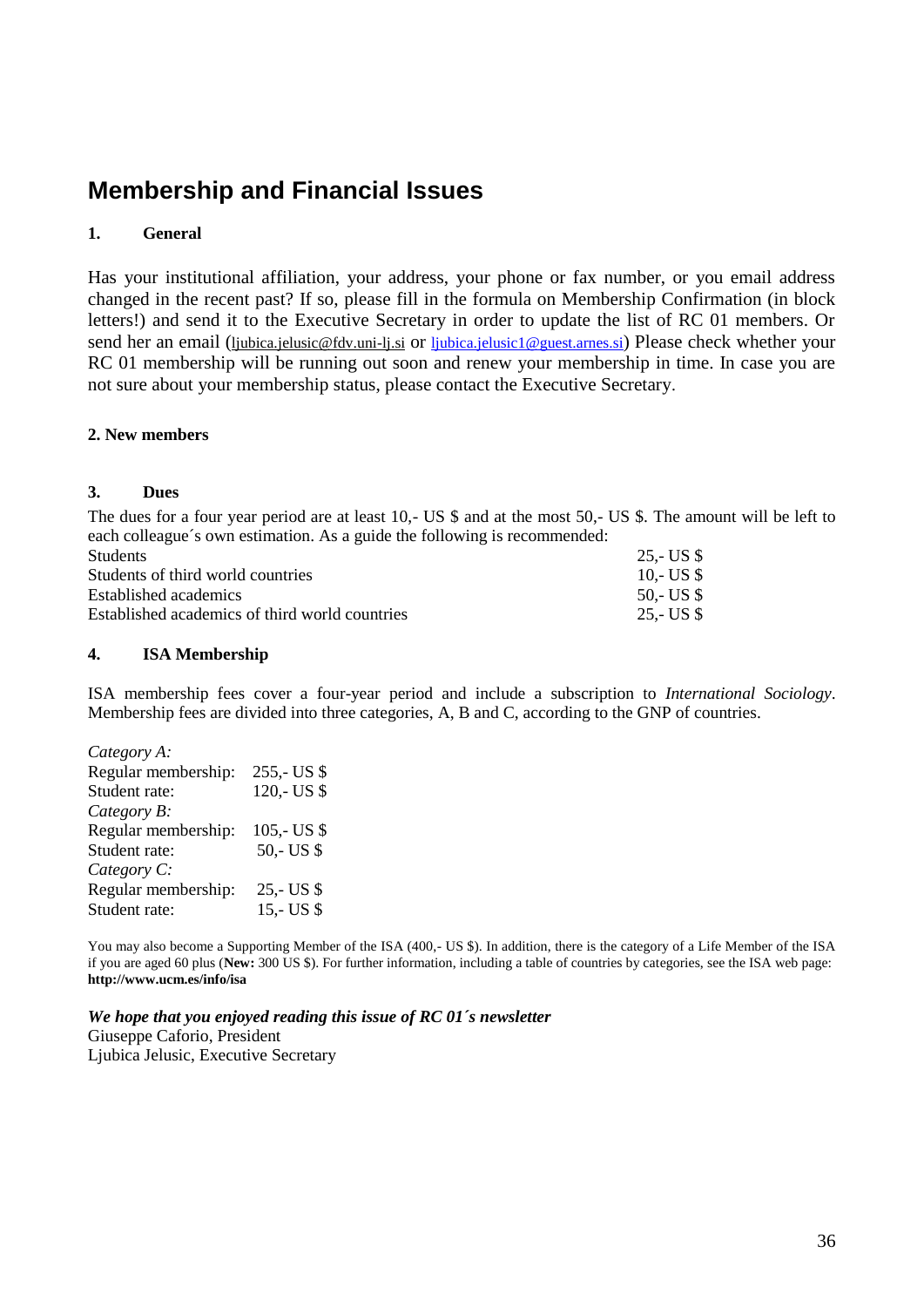# Membership and Financial Issues

## 1. General

Has your institutional affiliation, your address, your phone or fax number, or you email address changed in the recent past? If so, please fill in the formula on Membership Confirmation (in block letters!) and send it to the Executive Secretary in order to update the list of RC 01 members. Or send her an email (ljubica.jelusic@fdv.uni-lj.si or ljubica.jelusic1@guest.arnes.si) Please check whether your RC 01 membership will be running out soon and renew your membership in time. In case you are not sure about your membership status, please contact the Executive Secretary.

## 2. New members

## 3. Dues

The dues for a four year period are at least 10,- US $ and at the most 50,- US $. The amount will be left to each colleague´s own estimation. As a guide the following is recommended:

| | |
|---|---|
| Students | 25,- US $ |
| Students of third world countries | 10,- US $ |
| Established academics | 50,- US $ |
| Established academics of third world countries | 25,- US $ |

## 4. ISA Membership

ISA membership fees cover a four-year period and include a subscription to *International Sociology*. Membership fees are divided into three categories, A, B and C, according to the GNP of countries.

| | |
|---|---|
| *Category A:* | |
| Regular membership: | 255,- US $ |
| Student rate: | 120,- US $ |
| *Category B:* | |
| Regular membership: | 105,- US $ |
| Student rate: | 50,- US $ |
| *Category C:* | |
| Regular membership: | 25,- US $ |
| Student rate: | 15,- US $ |

You may also become a Supporting Member of the ISA (400,- US $). In addition, there is the category of a Life Member of the ISA if you are aged 60 plus (**New:** 300 US $). For further information, including a table of countries by categories, see the ISA web page: **http://www.ucm.es/info/isa**

***We hope that you enjoyed reading this issue of RC 01´s newsletter***

Giuseppe Caforio, President

Ljubica Jelusic, Executive Secretary